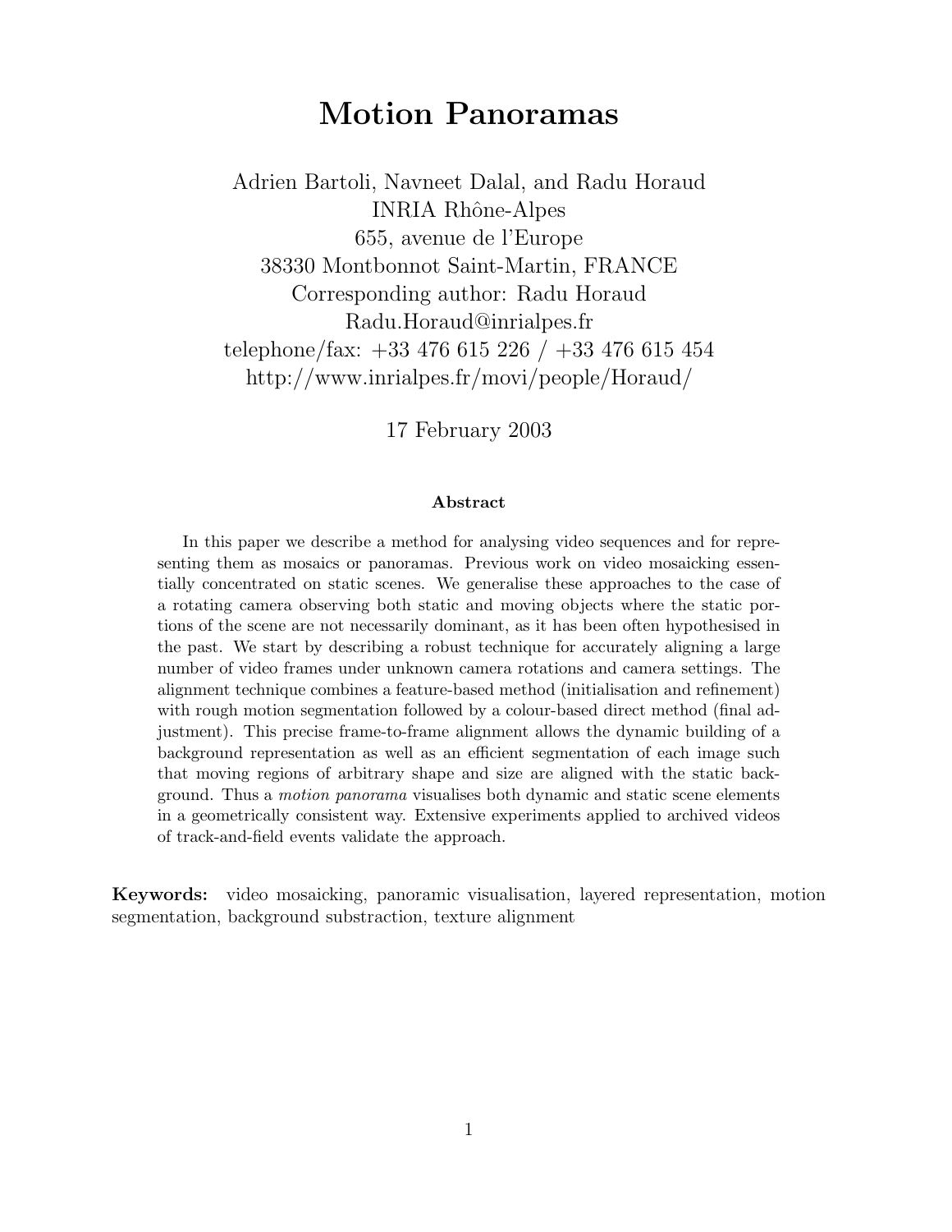# Motion Panoramas

Adrien Bartoli, Navneet Dalal, and Radu Horaud
INRIA Rhône-Alpes
655, avenue de l'Europe
38330 Montbonnot Saint-Martin, FRANCE
Corresponding author: Radu Horaud
Radu.Horaud@inrialpes.fr
telephone/fax: +33 476 615 226 / +33 476 615 454
http://www.inrialpes.fr/movi/people/Horaud/

17 February 2003

### Abstract

In this paper we describe a method for analysing video sequences and for representing them as mosaics or panoramas. Previous work on video mosaicking essentially concentrated on static scenes. We generalise these approaches to the case of a rotating camera observing both static and moving objects where the static portions of the scene are not necessarily dominant, as it has been often hypothesised in the past. We start by describing a robust technique for accurately aligning a large number of video frames under unknown camera rotations and camera settings. The alignment technique combines a feature-based method (initialisation and refinement) with rough motion segmentation followed by a colour-based direct method (final adjustment). This precise frame-to-frame alignment allows the dynamic building of a background representation as well as an efficient segmentation of each image such that moving regions of arbitrary shape and size are aligned with the static background. Thus a *motion panorama* visualises both dynamic and static scene elements in a geometrically consistent way. Extensive experiments applied to archived videos of track-and-field events validate the approach.

**Keywords:** video mosaicking, panoramic visualisation, layered representation, motion segmentation, background substraction, texture alignment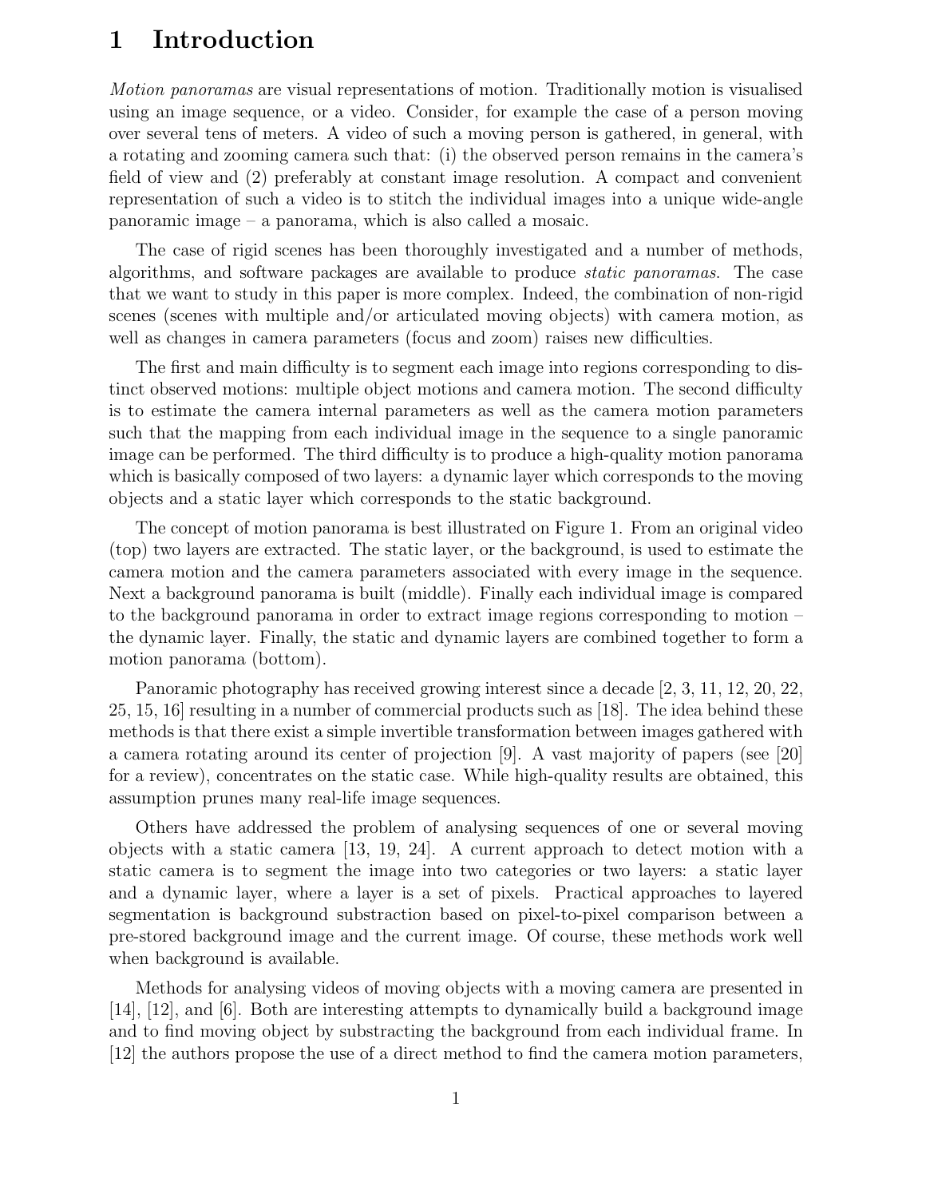# 1 Introduction

*Motion panoramas* are visual representations of motion. Traditionally motion is visualised using an image sequence, or a video. Consider, for example the case of a person moving over several tens of meters. A video of such a moving person is gathered, in general, with a rotating and zooming camera such that: (i) the observed person remains in the camera's field of view and (2) preferably at constant image resolution. A compact and convenient representation of such a video is to stitch the individual images into a unique wide-angle panoramic image – a panorama, which is also called a mosaic.

The case of rigid scenes has been thoroughly investigated and a number of methods, algorithms, and software packages are available to produce *static panoramas*. The case that we want to study in this paper is more complex. Indeed, the combination of non-rigid scenes (scenes with multiple and/or articulated moving objects) with camera motion, as well as changes in camera parameters (focus and zoom) raises new difficulties.

The first and main difficulty is to segment each image into regions corresponding to distinct observed motions: multiple object motions and camera motion. The second difficulty is to estimate the camera internal parameters as well as the camera motion parameters such that the mapping from each individual image in the sequence to a single panoramic image can be performed. The third difficulty is to produce a high-quality motion panorama which is basically composed of two layers: a dynamic layer which corresponds to the moving objects and a static layer which corresponds to the static background.

The concept of motion panorama is best illustrated on Figure 1. From an original video (top) two layers are extracted. The static layer, or the background, is used to estimate the camera motion and the camera parameters associated with every image in the sequence. Next a background panorama is built (middle). Finally each individual image is compared to the background panorama in order to extract image regions corresponding to motion – the dynamic layer. Finally, the static and dynamic layers are combined together to form a motion panorama (bottom).

Panoramic photography has received growing interest since a decade [2, 3, 11, 12, 20, 22, 25, 15, 16] resulting in a number of commercial products such as [18]. The idea behind these methods is that there exist a simple invertible transformation between images gathered with a camera rotating around its center of projection [9]. A vast majority of papers (see [20] for a review), concentrates on the static case. While high-quality results are obtained, this assumption prunes many real-life image sequences.

Others have addressed the problem of analysing sequences of one or several moving objects with a static camera [13, 19, 24]. A current approach to detect motion with a static camera is to segment the image into two categories or two layers: a static layer and a dynamic layer, where a layer is a set of pixels. Practical approaches to layered segmentation is background substraction based on pixel-to-pixel comparison between a pre-stored background image and the current image. Of course, these methods work well when background is available.

Methods for analysing videos of moving objects with a moving camera are presented in [14], [12], and [6]. Both are interesting attempts to dynamically build a background image and to find moving object by substracting the background from each individual frame. In [12] the authors propose the use of a direct method to find the camera motion parameters,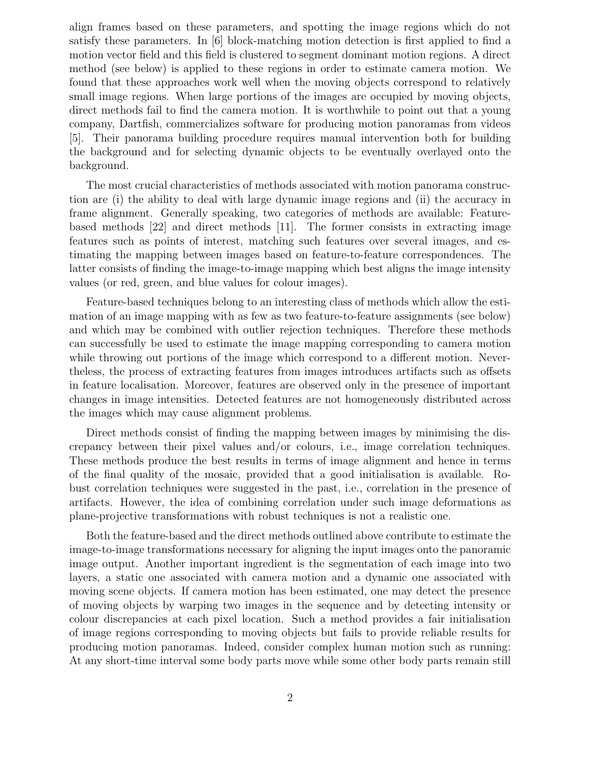align frames based on these parameters, and spotting the image regions which do not satisfy these parameters. In [6] block-matching motion detection is first applied to find a motion vector field and this field is clustered to segment dominant motion regions. A direct method (see below) is applied to these regions in order to estimate camera motion. We found that these approaches work well when the moving objects correspond to relatively small image regions. When large portions of the images are occupied by moving objects, direct methods fail to find the camera motion. It is worthwhile to point out that a young company, Dartfish, commercializes software for producing motion panoramas from videos [5]. Their panorama building procedure requires manual intervention both for building the background and for selecting dynamic objects to be eventually overlayed onto the background.

The most crucial characteristics of methods associated with motion panorama construction are (i) the ability to deal with large dynamic image regions and (ii) the accuracy in frame alignment. Generally speaking, two categories of methods are available: Feature-based methods [22] and direct methods [11]. The former consists in extracting image features such as points of interest, matching such features over several images, and estimating the mapping between images based on feature-to-feature correspondences. The latter consists of finding the image-to-image mapping which best aligns the image intensity values (or red, green, and blue values for colour images).

Feature-based techniques belong to an interesting class of methods which allow the estimation of an image mapping with as few as two feature-to-feature assignments (see below) and which may be combined with outlier rejection techniques. Therefore these methods can successfully be used to estimate the image mapping corresponding to camera motion while throwing out portions of the image which correspond to a different motion. Nevertheless, the process of extracting features from images introduces artifacts such as offsets in feature localisation. Moreover, features are observed only in the presence of important changes in image intensities. Detected features are not homogeneously distributed across the images which may cause alignment problems.

Direct methods consist of finding the mapping between images by minimising the discrepancy between their pixel values and/or colours, i.e., image correlation techniques. These methods produce the best results in terms of image alignment and hence in terms of the final quality of the mosaic, provided that a good initialisation is available. Robust correlation techniques were suggested in the past, i.e., correlation in the presence of artifacts. However, the idea of combining correlation under such image deformations as plane-projective transformations with robust techniques is not a realistic one.

Both the feature-based and the direct methods outlined above contribute to estimate the image-to-image transformations necessary for aligning the input images onto the panoramic image output. Another important ingredient is the segmentation of each image into two layers, a static one associated with camera motion and a dynamic one associated with moving scene objects. If camera motion has been estimated, one may detect the presence of moving objects by warping two images in the sequence and by detecting intensity or colour discrepancies at each pixel location. Such a method provides a fair initialisation of image regions corresponding to moving objects but fails to provide reliable results for producing motion panoramas. Indeed, consider complex human motion such as running: At any short-time interval some body parts move while some other body parts remain still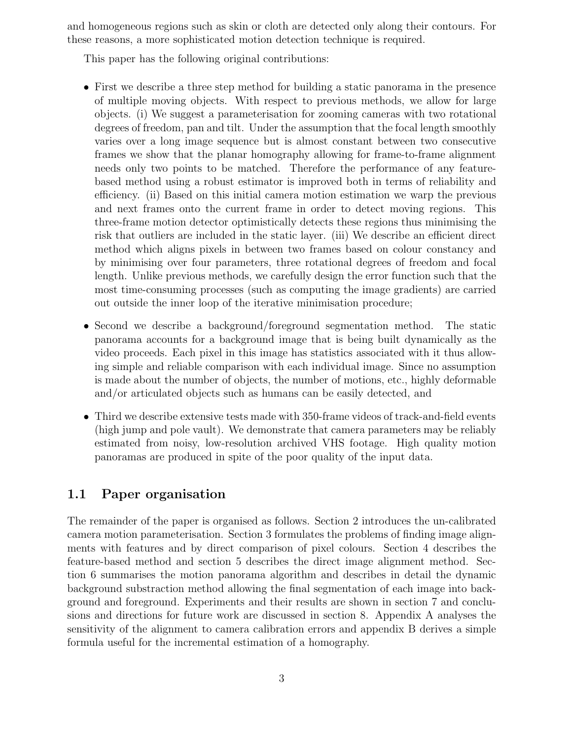and homogeneous regions such as skin or cloth are detected only along their contours. For these reasons, a more sophisticated motion detection technique is required.

This paper has the following original contributions:

- First we describe a three step method for building a static panorama in the presence of multiple moving objects. With respect to previous methods, we allow for large objects. (i) We suggest a parameterisation for zooming cameras with two rotational degrees of freedom, pan and tilt. Under the assumption that the focal length smoothly varies over a long image sequence but is almost constant between two consecutive frames we show that the planar homography allowing for frame-to-frame alignment needs only two points to be matched. Therefore the performance of any feature-based method using a robust estimator is improved both in terms of reliability and efficiency. (ii) Based on this initial camera motion estimation we warp the previous and next frames onto the current frame in order to detect moving regions. This three-frame motion detector optimistically detects these regions thus minimising the risk that outliers are included in the static layer. (iii) We describe an efficient direct method which aligns pixels in between two frames based on colour constancy and by minimising over four parameters, three rotational degrees of freedom and focal length. Unlike previous methods, we carefully design the error function such that the most time-consuming processes (such as computing the image gradients) are carried out outside the inner loop of the iterative minimisation procedure;
- Second we describe a background/foreground segmentation method. The static panorama accounts for a background image that is being built dynamically as the video proceeds. Each pixel in this image has statistics associated with it thus allowing simple and reliable comparison with each individual image. Since no assumption is made about the number of objects, the number of motions, etc., highly deformable and/or articulated objects such as humans can be easily detected, and
- Third we describe extensive tests made with 350-frame videos of track-and-field events (high jump and pole vault). We demonstrate that camera parameters may be reliably estimated from noisy, low-resolution archived VHS footage. High quality motion panoramas are produced in spite of the poor quality of the input data.

## 1.1 Paper organisation

The remainder of the paper is organised as follows. Section 2 introduces the un-calibrated camera motion parameterisation. Section 3 formulates the problems of finding image alignments with features and by direct comparison of pixel colours. Section 4 describes the feature-based method and section 5 describes the direct image alignment method. Section 6 summarises the motion panorama algorithm and describes in detail the dynamic background substraction method allowing the final segmentation of each image into background and foreground. Experiments and their results are shown in section 7 and conclusions and directions for future work are discussed in section 8. Appendix A analyses the sensitivity of the alignment to camera calibration errors and appendix B derives a simple formula useful for the incremental estimation of a homography.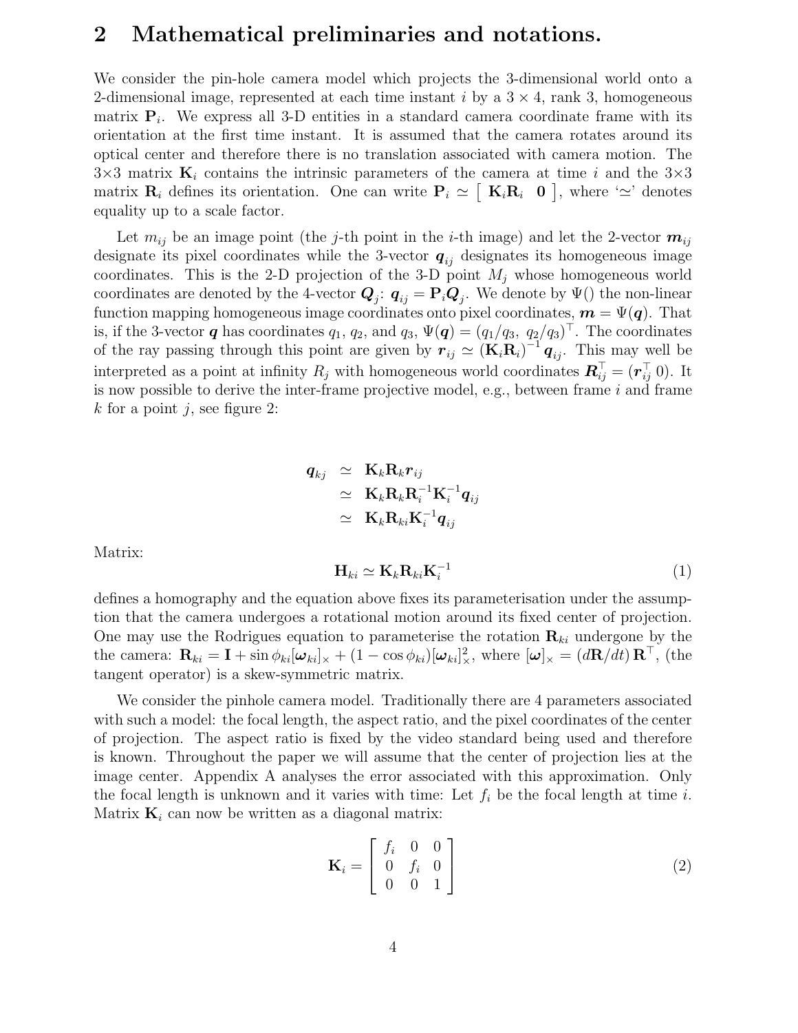## 2 Mathematical preliminaries and notations.

We consider the pin-hole camera model which projects the 3-dimensional world onto a 2-dimensional image, represented at each time instant $i$ by a $3 \times 4$, rank 3, homogeneous matrix $\mathbf{P}_i$. We express all 3-D entities in a standard camera coordinate frame with its orientation at the first time instant. It is assumed that the camera rotates around its optical center and therefore there is no translation associated with camera motion. The $3 \times 3$ matrix $\mathbf{K}_i$ contains the intrinsic parameters of the camera at time $i$ and the $3 \times 3$ matrix $\mathbf{R}_i$ defines its orientation. One can write $\mathbf{P}_i \simeq \left[ \begin{array}{cc} \mathbf{K}_i \mathbf{R}_i & \mathbf{0} \end{array} \right]$, where '$\simeq$' denotes equality up to a scale factor.

Let $m_{ij}$ be an image point (the $j$-th point in the $i$-th image) and let the 2-vector $\boldsymbol{m}_{ij}$ designate its pixel coordinates while the 3-vector $\boldsymbol{q}_{ij}$ designates its homogeneous image coordinates. This is the 2-D projection of the 3-D point $M_j$ whose homogeneous world coordinates are denoted by the 4-vector $\boldsymbol{Q}_j$: $\boldsymbol{q}_{ij} = \mathbf{P}_i \boldsymbol{Q}_j$. We denote by $\Psi()$ the non-linear function mapping homogeneous image coordinates onto pixel coordinates, $\boldsymbol{m} = \Psi(\boldsymbol{q})$. That is, if the 3-vector $\boldsymbol{q}$ has coordinates $q_1$, $q_2$, and $q_3$, $\Psi(\boldsymbol{q}) = (q_1/q_3,\ q_2/q_3)^\top$. The coordinates of the ray passing through this point are given by $\boldsymbol{r}_{ij} \simeq (\mathbf{K}_i \mathbf{R}_i)^{-1} \boldsymbol{q}_{ij}$. This may well be interpreted as a point at infinity $R_j$ with homogeneous world coordinates $\boldsymbol{R}_{ij}^\top = (\boldsymbol{r}_{ij}^\top\ 0)$. It is now possible to derive the inter-frame projective model, e.g., between frame $i$ and frame $k$ for a point $j$, see figure 2:

$$
\begin{aligned}
\boldsymbol{q}_{kj} &\simeq \mathbf{K}_k \mathbf{R}_k \boldsymbol{r}_{ij} \\
&\simeq \mathbf{K}_k \mathbf{R}_k \mathbf{R}_i^{-1} \mathbf{K}_i^{-1} \boldsymbol{q}_{ij} \\
&\simeq \mathbf{K}_k \mathbf{R}_{ki} \mathbf{K}_i^{-1} \boldsymbol{q}_{ij}
\end{aligned}
$$

Matrix:

$$
\mathbf{H}_{ki} \simeq \mathbf{K}_k \mathbf{R}_{ki} \mathbf{K}_i^{-1} \tag{1}
$$

defines a homography and the equation above fixes its parameterisation under the assumption that the camera undergoes a rotational motion around its fixed center of projection. One may use the Rodrigues equation to parameterise the rotation $\mathbf{R}_{ki}$ undergone by the the camera: $\mathbf{R}_{ki} = \mathbf{I} + \sin \phi_{ki} [\boldsymbol{\omega}_{ki}]_\times + (1 - \cos \phi_{ki}) [\boldsymbol{\omega}_{ki}]_\times^2$, where $[\boldsymbol{\omega}]_\times = (d\mathbf{R}/dt)\, \mathbf{R}^\top$, (the tangent operator) is a skew-symmetric matrix.

We consider the pinhole camera model. Traditionally there are 4 parameters associated with such a model: the focal length, the aspect ratio, and the pixel coordinates of the center of projection. The aspect ratio is fixed by the video standard being used and therefore is known. Throughout the paper we will assume that the center of projection lies at the image center. Appendix A analyses the error associated with this approximation. Only the focal length is unknown and it varies with time: Let $f_i$ be the focal length at time $i$. Matrix $\mathbf{K}_i$ can now be written as a diagonal matrix:

$$
\mathbf{K}_i = \left[ \begin{array}{ccc} f_i & 0 & 0 \\ 0 & f_i & 0 \\ 0 & 0 & 1 \end{array} \right] \tag{2}
$$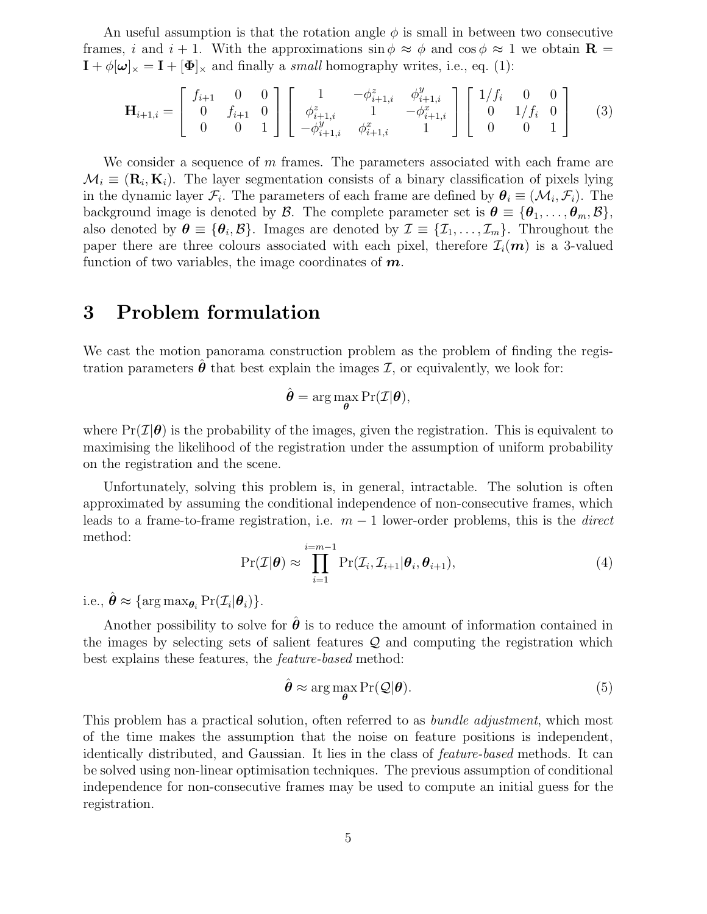An useful assumption is that the rotation angle $\phi$ is small in between two consecutive frames, $i$ and $i+1$. With the approximations $\sin\phi \approx \phi$ and $\cos\phi \approx 1$ we obtain $\mathbf{R} = \mathbf{I} + \phi[\boldsymbol{\omega}]_\times = \mathbf{I} + [\boldsymbol{\Phi}]_\times$ and finally a *small* homography writes, i.e., eq. (1):

$$
\mathbf{H}_{i+1,i} = \begin{bmatrix} f_{i+1} & 0 & 0 \\ 0 & f_{i+1} & 0 \\ 0 & 0 & 1 \end{bmatrix} \begin{bmatrix} 1 & -\phi^z_{i+1,i} & \phi^y_{i+1,i} \\ \phi^z_{i+1,i} & 1 & -\phi^x_{i+1,i} \\ -\phi^y_{i+1,i} & \phi^x_{i+1,i} & 1 \end{bmatrix} \begin{bmatrix} 1/f_i & 0 & 0 \\ 0 & 1/f_i & 0 \\ 0 & 0 & 1 \end{bmatrix} \tag{3}
$$

We consider a sequence of $m$ frames. The parameters associated with each frame are $\mathcal{M}_i \equiv (\mathbf{R}_i, \mathbf{K}_i)$. The layer segmentation consists of a binary classification of pixels lying in the dynamic layer $\mathcal{F}_i$. The parameters of each frame are defined by $\boldsymbol{\theta}_i \equiv (\mathcal{M}_i, \mathcal{F}_i)$. The background image is denoted by $\mathcal{B}$. The complete parameter set is $\boldsymbol{\theta} \equiv \{\boldsymbol{\theta}_1, \ldots, \boldsymbol{\theta}_m, \mathcal{B}\}$, also denoted by $\boldsymbol{\theta} \equiv \{\boldsymbol{\theta}_i, \mathcal{B}\}$. Images are denoted by $\mathcal{I} \equiv \{\mathcal{I}_1, \ldots, \mathcal{I}_m\}$. Throughout the paper there are three colours associated with each pixel, therefore $\mathcal{I}_i(\boldsymbol{m})$ is a 3-valued function of two variables, the image coordinates of $\boldsymbol{m}$.

# 3 Problem formulation

We cast the motion panorama construction problem as the problem of finding the registration parameters $\hat{\boldsymbol{\theta}}$ that best explain the images $\mathcal{I}$, or equivalently, we look for:

$$
\hat{\boldsymbol{\theta}} = \arg\max_{\boldsymbol{\theta}} \Pr(\mathcal{I}|\boldsymbol{\theta}),
$$

where $\Pr(\mathcal{I}|\boldsymbol{\theta})$ is the probability of the images, given the registration. This is equivalent to maximising the likelihood of the registration under the assumption of uniform probability on the registration and the scene.

Unfortunately, solving this problem is, in general, intractable. The solution is often approximated by assuming the conditional independence of non-consecutive frames, which leads to a frame-to-frame registration, i.e. $m-1$ lower-order problems, this is the *direct* method:

$$
\Pr(\mathcal{I}|\boldsymbol{\theta}) \approx \prod_{i=1}^{i=m-1} \Pr(\mathcal{I}_i, \mathcal{I}_{i+1}|\boldsymbol{\theta}_i, \boldsymbol{\theta}_{i+1}), \tag{4}
$$

i.e., $\hat{\boldsymbol{\theta}} \approx \{\arg\max_{\boldsymbol{\theta}_i} \Pr(\mathcal{I}_i|\boldsymbol{\theta}_i)\}$.

Another possibility to solve for $\hat{\boldsymbol{\theta}}$ is to reduce the amount of information contained in the images by selecting sets of salient features $\mathcal{Q}$ and computing the registration which best explains these features, the *feature-based* method:

$$
\hat{\boldsymbol{\theta}} \approx \arg\max_{\boldsymbol{\theta}} \Pr(\mathcal{Q}|\boldsymbol{\theta}). \tag{5}
$$

This problem has a practical solution, often referred to as *bundle adjustment*, which most of the time makes the assumption that the noise on feature positions is independent, identically distributed, and Gaussian. It lies in the class of *feature-based* methods. It can be solved using non-linear optimisation techniques. The previous assumption of conditional independence for non-consecutive frames may be used to compute an initial guess for the registration.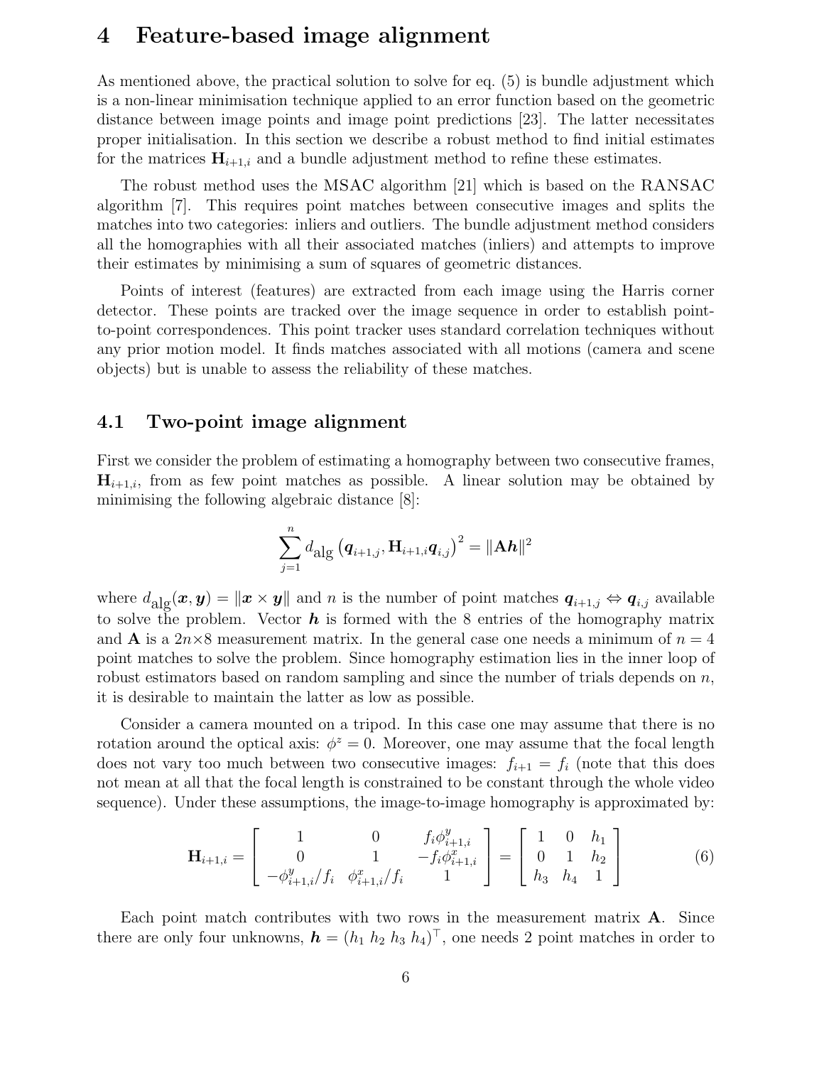# 4 Feature-based image alignment

As mentioned above, the practical solution to solve for eq. (5) is bundle adjustment which is a non-linear minimisation technique applied to an error function based on the geometric distance between image points and image point predictions [23]. The latter necessitates proper initialisation. In this section we describe a robust method to find initial estimates for the matrices $\mathbf{H}_{i+1,i}$ and a bundle adjustment method to refine these estimates.

The robust method uses the MSAC algorithm [21] which is based on the RANSAC algorithm [7]. This requires point matches between consecutive images and splits the matches into two categories: inliers and outliers. The bundle adjustment method considers all the homographies with all their associated matches (inliers) and attempts to improve their estimates by minimising a sum of squares of geometric distances.

Points of interest (features) are extracted from each image using the Harris corner detector. These points are tracked over the image sequence in order to establish point-to-point correspondences. This point tracker uses standard correlation techniques without any prior motion model. It finds matches associated with all motions (camera and scene objects) but is unable to assess the reliability of these matches.

## 4.1 Two-point image alignment

First we consider the problem of estimating a homography between two consecutive frames, $\mathbf{H}_{i+1,i}$, from as few point matches as possible. A linear solution may be obtained by minimising the following algebraic distance [8]:

$$\sum_{j=1}^{n} d_{\text{alg}}\left(\boldsymbol{q}_{i+1,j}, \mathbf{H}_{i+1,i}\boldsymbol{q}_{i,j}\right)^2 = \|\mathbf{A}\boldsymbol{h}\|^2$$

where $d_{\text{alg}}(\boldsymbol{x}, \boldsymbol{y}) = \|\boldsymbol{x} \times \boldsymbol{y}\|$ and $n$ is the number of point matches $\boldsymbol{q}_{i+1,j} \Leftrightarrow \boldsymbol{q}_{i,j}$ available to solve the problem. Vector $\boldsymbol{h}$ is formed with the 8 entries of the homography matrix and $\mathbf{A}$ is a $2n \times 8$ measurement matrix. In the general case one needs a minimum of $n = 4$ point matches to solve the problem. Since homography estimation lies in the inner loop of robust estimators based on random sampling and since the number of trials depends on $n$, it is desirable to maintain the latter as low as possible.

Consider a camera mounted on a tripod. In this case one may assume that there is no rotation around the optical axis: $\phi^z = 0$. Moreover, one may assume that the focal length does not vary too much between two consecutive images: $f_{i+1} = f_i$ (note that this does not mean at all that the focal length is constrained to be constant through the whole video sequence). Under these assumptions, the image-to-image homography is approximated by:

$$\mathbf{H}_{i+1,i} = \begin{bmatrix} 1 & 0 & f_i\phi^y_{i+1,i} \\ 0 & 1 & -f_i\phi^x_{i+1,i} \\ -\phi^y_{i+1,i}/f_i & \phi^x_{i+1,i}/f_i & 1 \end{bmatrix} = \begin{bmatrix} 1 & 0 & h_1 \\ 0 & 1 & h_2 \\ h_3 & h_4 & 1 \end{bmatrix} \tag{6}$$

Each point match contributes with two rows in the measurement matrix $\mathbf{A}$. Since there are only four unknowns, $\boldsymbol{h} = (h_1\ h_2\ h_3\ h_4)^\top$, one needs 2 point matches in order to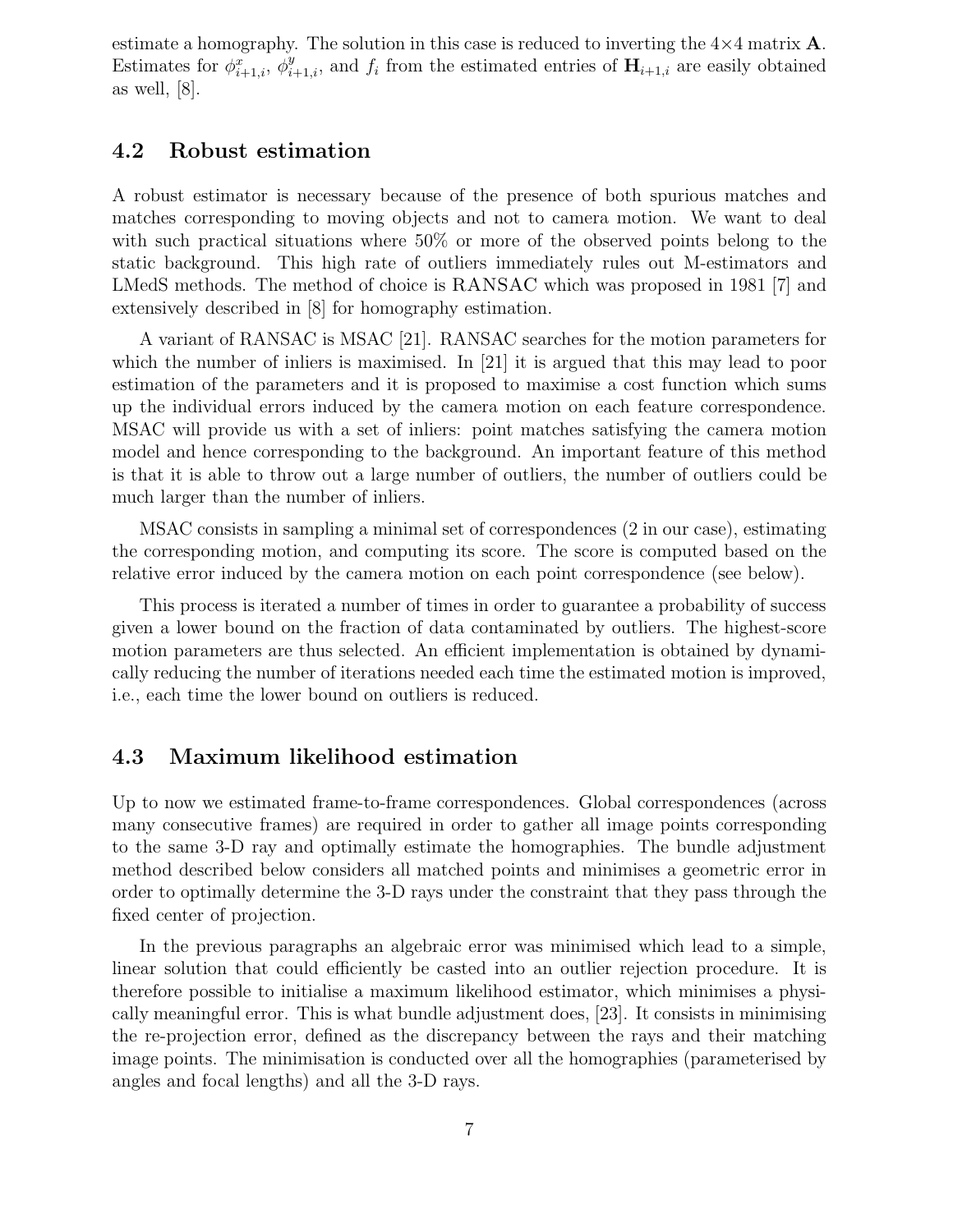estimate a homography. The solution in this case is reduced to inverting the $4\times4$ matrix $\mathbf{A}$. Estimates for $\phi^x_{i+1,i}$, $\phi^y_{i+1,i}$, and $f_i$ from the estimated entries of $\mathbf{H}_{i+1,i}$ are easily obtained as well, [8].

### 4.2 Robust estimation

A robust estimator is necessary because of the presence of both spurious matches and matches corresponding to moving objects and not to camera motion. We want to deal with such practical situations where 50% or more of the observed points belong to the static background. This high rate of outliers immediately rules out M-estimators and LMedS methods. The method of choice is RANSAC which was proposed in 1981 [7] and extensively described in [8] for homography estimation.

A variant of RANSAC is MSAC [21]. RANSAC searches for the motion parameters for which the number of inliers is maximised. In [21] it is argued that this may lead to poor estimation of the parameters and it is proposed to maximise a cost function which sums up the individual errors induced by the camera motion on each feature correspondence. MSAC will provide us with a set of inliers: point matches satisfying the camera motion model and hence corresponding to the background. An important feature of this method is that it is able to throw out a large number of outliers, the number of outliers could be much larger than the number of inliers.

MSAC consists in sampling a minimal set of correspondences (2 in our case), estimating the corresponding motion, and computing its score. The score is computed based on the relative error induced by the camera motion on each point correspondence (see below).

This process is iterated a number of times in order to guarantee a probability of success given a lower bound on the fraction of data contaminated by outliers. The highest-score motion parameters are thus selected. An efficient implementation is obtained by dynamically reducing the number of iterations needed each time the estimated motion is improved, i.e., each time the lower bound on outliers is reduced.

### 4.3 Maximum likelihood estimation

Up to now we estimated frame-to-frame correspondences. Global correspondences (across many consecutive frames) are required in order to gather all image points corresponding to the same 3-D ray and optimally estimate the homographies. The bundle adjustment method described below considers all matched points and minimises a geometric error in order to optimally determine the 3-D rays under the constraint that they pass through the fixed center of projection.

In the previous paragraphs an algebraic error was minimised which lead to a simple, linear solution that could efficiently be casted into an outlier rejection procedure. It is therefore possible to initialise a maximum likelihood estimator, which minimises a physically meaningful error. This is what bundle adjustment does, [23]. It consists in minimising the re-projection error, defined as the discrepancy between the rays and their matching image points. The minimisation is conducted over all the homographies (parameterised by angles and focal lengths) and all the 3-D rays.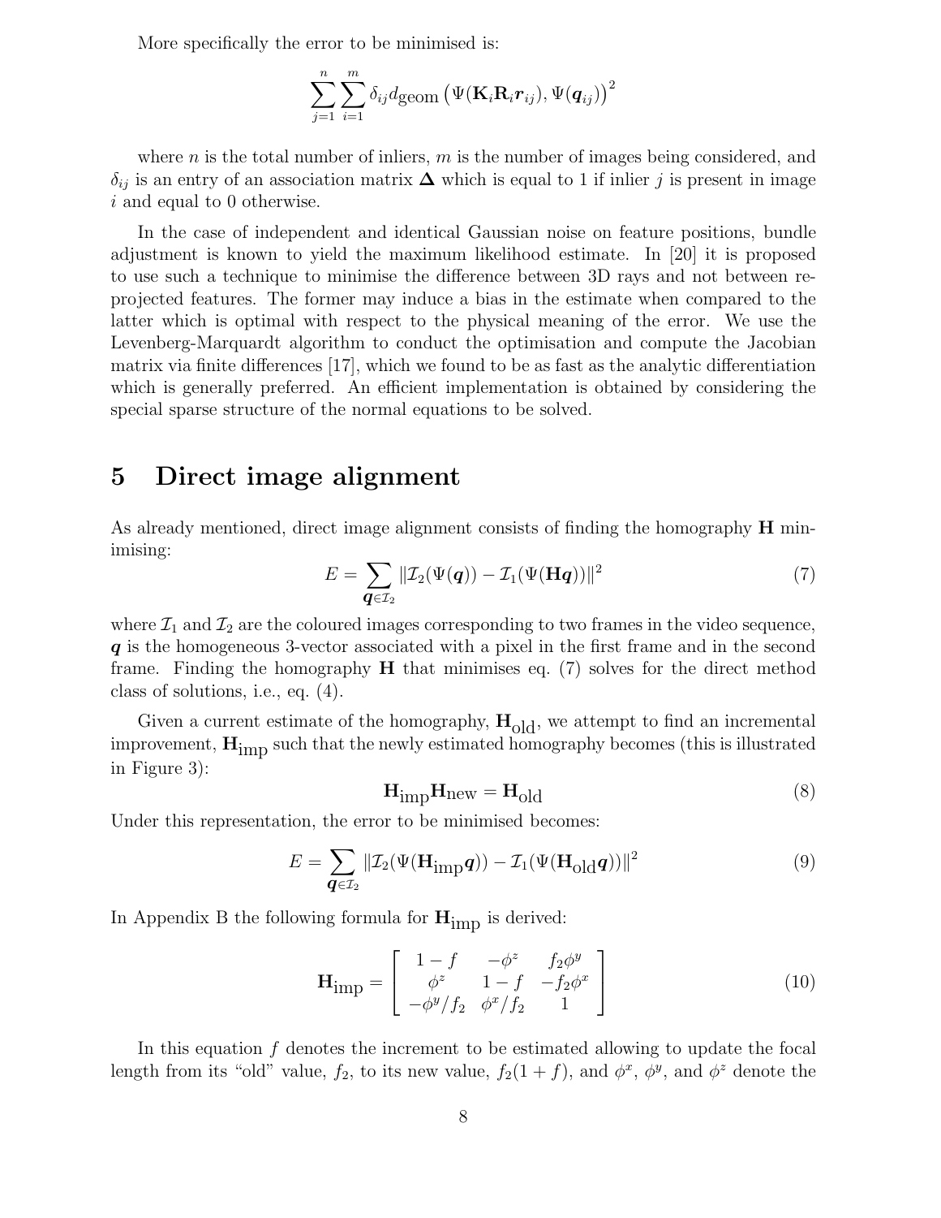More specifically the error to be minimised is:

$$\sum_{j=1}^{n}\sum_{i=1}^{m}\delta_{ij} d_{\text{geom}}\left(\Psi(\mathbf{K}_i\mathbf{R}_i\boldsymbol{r}_{ij}), \Psi(\boldsymbol{q}_{ij})\right)^2$$

where $n$ is the total number of inliers, $m$ is the number of images being considered, and $\delta_{ij}$ is an entry of an association matrix $\boldsymbol{\Delta}$ which is equal to 1 if inlier $j$ is present in image $i$ and equal to 0 otherwise.

In the case of independent and identical Gaussian noise on feature positions, bundle adjustment is known to yield the maximum likelihood estimate. In [20] it is proposed to use such a technique to minimise the difference between 3D rays and not between reprojected features. The former may induce a bias in the estimate when compared to the latter which is optimal with respect to the physical meaning of the error. We use the Levenberg-Marquardt algorithm to conduct the optimisation and compute the Jacobian matrix via finite differences [17], which we found to be as fast as the analytic differentiation which is generally preferred. An efficient implementation is obtained by considering the special sparse structure of the normal equations to be solved.

# 5 Direct image alignment

As already mentioned, direct image alignment consists of finding the homography $\mathbf{H}$ minimising:

$$E = \sum_{\boldsymbol{q}\in\mathcal{I}_2} \|\mathcal{I}_2(\Psi(\boldsymbol{q})) - \mathcal{I}_1(\Psi(\mathbf{H}\boldsymbol{q}))\|^2 \tag{7}$$

where $\mathcal{I}_1$ and $\mathcal{I}_2$ are the coloured images corresponding to two frames in the video sequence, $\boldsymbol{q}$ is the homogeneous 3-vector associated with a pixel in the first frame and in the second frame. Finding the homography $\mathbf{H}$ that minimises eq. (7) solves for the direct method class of solutions, i.e., eq. (4).

Given a current estimate of the homography, $\mathbf{H}_{\text{old}}$, we attempt to find an incremental improvement, $\mathbf{H}_{\text{imp}}$ such that the newly estimated homography becomes (this is illustrated in Figure 3):

$$\mathbf{H}_{\text{imp}}\mathbf{H}_{\text{new}} = \mathbf{H}_{\text{old}} \tag{8}$$

Under this representation, the error to be minimised becomes:

$$E = \sum_{\boldsymbol{q}\in\mathcal{I}_2} \|\mathcal{I}_2(\Psi(\mathbf{H}_{\text{imp}}\boldsymbol{q})) - \mathcal{I}_1(\Psi(\mathbf{H}_{\text{old}}\boldsymbol{q}))\|^2 \tag{9}$$

In Appendix B the following formula for $\mathbf{H}_{\text{imp}}$ is derived:

$$\mathbf{H}_{\text{imp}} = \begin{bmatrix} 1-f & -\phi^z & f_2\phi^y \\ \phi^z & 1-f & -f_2\phi^x \\ -\phi^y/f_2 & \phi^x/f_2 & 1 \end{bmatrix} \tag{10}$$

In this equation $f$ denotes the increment to be estimated allowing to update the focal length from its "old" value, $f_2$, to its new value, $f_2(1+f)$, and $\phi^x$, $\phi^y$, and $\phi^z$ denote the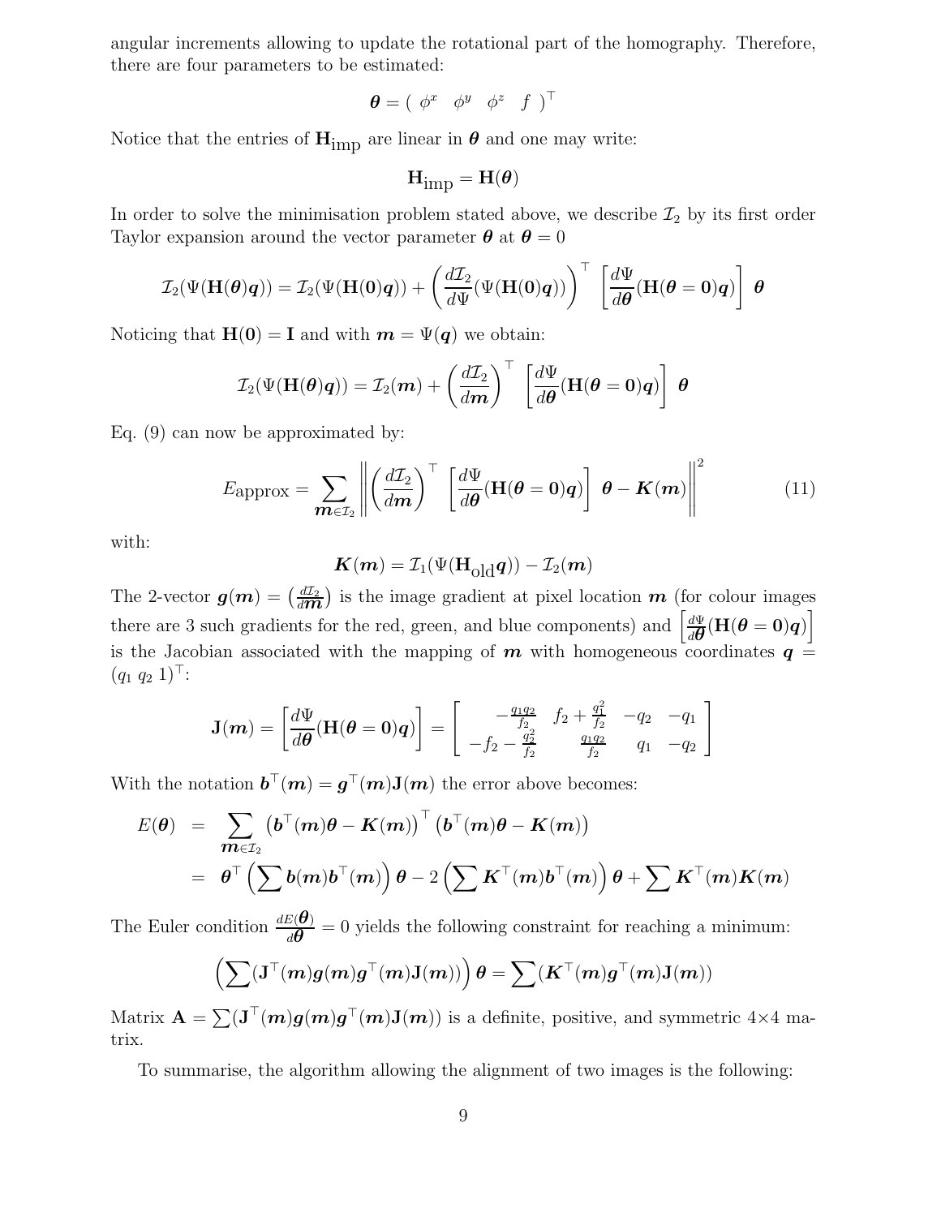angular increments allowing to update the rotational part of the homography. Therefore, there are four parameters to be estimated:

$$\boldsymbol{\theta} = \begin{pmatrix} \phi^x & \phi^y & \phi^z & f \end{pmatrix}^\top$$

Notice that the entries of $\mathbf{H}_{\text{imp}}$ are linear in $\boldsymbol{\theta}$ and one may write:

$$\mathbf{H}_{\text{imp}} = \mathbf{H}(\boldsymbol{\theta})$$

In order to solve the minimisation problem stated above, we describe $\mathcal{I}_2$ by its first order Taylor expansion around the vector parameter $\boldsymbol{\theta}$ at $\boldsymbol{\theta} = 0$

$$\mathcal{I}_2(\Psi(\mathbf{H}(\boldsymbol{\theta})\boldsymbol{q})) = \mathcal{I}_2(\Psi(\mathbf{H}(\mathbf{0})\boldsymbol{q})) + \left(\frac{d\mathcal{I}_2}{d\Psi}(\Psi(\mathbf{H}(\mathbf{0})\boldsymbol{q}))\right)^\top \left[\frac{d\Psi}{d\boldsymbol{\theta}}(\mathbf{H}(\boldsymbol{\theta} = \mathbf{0})\boldsymbol{q})\right] \boldsymbol{\theta}$$

Noticing that $\mathbf{H}(\mathbf{0}) = \mathbf{I}$ and with $\boldsymbol{m} = \Psi(\boldsymbol{q})$ we obtain:

$$\mathcal{I}_2(\Psi(\mathbf{H}(\boldsymbol{\theta})\boldsymbol{q})) = \mathcal{I}_2(\boldsymbol{m}) + \left(\frac{d\mathcal{I}_2}{d\boldsymbol{m}}\right)^\top \left[\frac{d\Psi}{d\boldsymbol{\theta}}(\mathbf{H}(\boldsymbol{\theta} = \mathbf{0})\boldsymbol{q})\right] \boldsymbol{\theta}$$

Eq. (9) can now be approximated by:

$$E\text{approx} = \sum_{\boldsymbol{m} \in \mathcal{I}_2} \left\| \left(\frac{d\mathcal{I}_2}{d\boldsymbol{m}}\right)^\top \left[\frac{d\Psi}{d\boldsymbol{\theta}}(\mathbf{H}(\boldsymbol{\theta} = \mathbf{0})\boldsymbol{q})\right] \boldsymbol{\theta} - \boldsymbol{K}(\boldsymbol{m}) \right\|^2 \tag{11}$$

with:

$$\boldsymbol{K}(\boldsymbol{m}) = \mathcal{I}_1(\Psi(\mathbf{H}_{\text{old}}\boldsymbol{q})) - \mathcal{I}_2(\boldsymbol{m})$$

The 2-vector $\boldsymbol{g}(\boldsymbol{m}) = \left(\frac{d\mathcal{I}_2}{d\boldsymbol{m}}\right)$ is the image gradient at pixel location $\boldsymbol{m}$ (for colour images there are 3 such gradients for the red, green, and blue components) and $\left[\frac{d\Psi}{d\boldsymbol{\theta}}(\mathbf{H}(\boldsymbol{\theta} = \mathbf{0})\boldsymbol{q})\right]$ is the Jacobian associated with the mapping of $\boldsymbol{m}$ with homogeneous coordinates $\boldsymbol{q} = (q_1 \; q_2 \; 1)^\top$:

$$\mathbf{J}(\boldsymbol{m}) = \left[\frac{d\Psi}{d\boldsymbol{\theta}}(\mathbf{H}(\boldsymbol{\theta} = \mathbf{0})\boldsymbol{q})\right] = \begin{bmatrix} -\frac{q_1 q_2}{f_2} & f_2 + \frac{q_1^2}{f_2} & -q_2 & -q_1 \\ -f_2 - \frac{q_2^2}{f_2} & \frac{q_1 q_2}{f_2} & q_1 & -q_2 \end{bmatrix}$$

With the notation $\boldsymbol{b}^\top(\boldsymbol{m}) = \boldsymbol{g}^\top(\boldsymbol{m})\mathbf{J}(\boldsymbol{m})$ the error above becomes:

$$\begin{aligned} E(\boldsymbol{\theta}) &= \sum_{\boldsymbol{m} \in \mathcal{I}_2} \left(\boldsymbol{b}^\top(\boldsymbol{m})\boldsymbol{\theta} - \boldsymbol{K}(\boldsymbol{m})\right)^\top \left(\boldsymbol{b}^\top(\boldsymbol{m})\boldsymbol{\theta} - \boldsymbol{K}(\boldsymbol{m})\right) \\ &= \boldsymbol{\theta}^\top \left(\sum \boldsymbol{b}(\boldsymbol{m})\boldsymbol{b}^\top(\boldsymbol{m})\right)\boldsymbol{\theta} - 2\left(\sum \boldsymbol{K}^\top(\boldsymbol{m})\boldsymbol{b}^\top(\boldsymbol{m})\right)\boldsymbol{\theta} + \sum \boldsymbol{K}^\top(\boldsymbol{m})\boldsymbol{K}(\boldsymbol{m}) \end{aligned}$$

The Euler condition $\frac{dE(\boldsymbol{\theta})}{d\boldsymbol{\theta}} = 0$ yields the following constraint for reaching a minimum:

$$\left(\sum (\mathbf{J}^\top(\boldsymbol{m})\boldsymbol{g}(\boldsymbol{m})\boldsymbol{g}^\top(\boldsymbol{m})\mathbf{J}(\boldsymbol{m}))\right)\boldsymbol{\theta} = \sum (\boldsymbol{K}^\top(\boldsymbol{m})\boldsymbol{g}^\top(\boldsymbol{m})\mathbf{J}(\boldsymbol{m}))$$

Matrix $\mathbf{A} = \sum (\mathbf{J}^\top(\boldsymbol{m})\boldsymbol{g}(\boldsymbol{m})\boldsymbol{g}^\top(\boldsymbol{m})\mathbf{J}(\boldsymbol{m}))$ is a definite, positive, and symmetric $4 \times 4$ matrix.

To summarise, the algorithm allowing the alignment of two images is the following: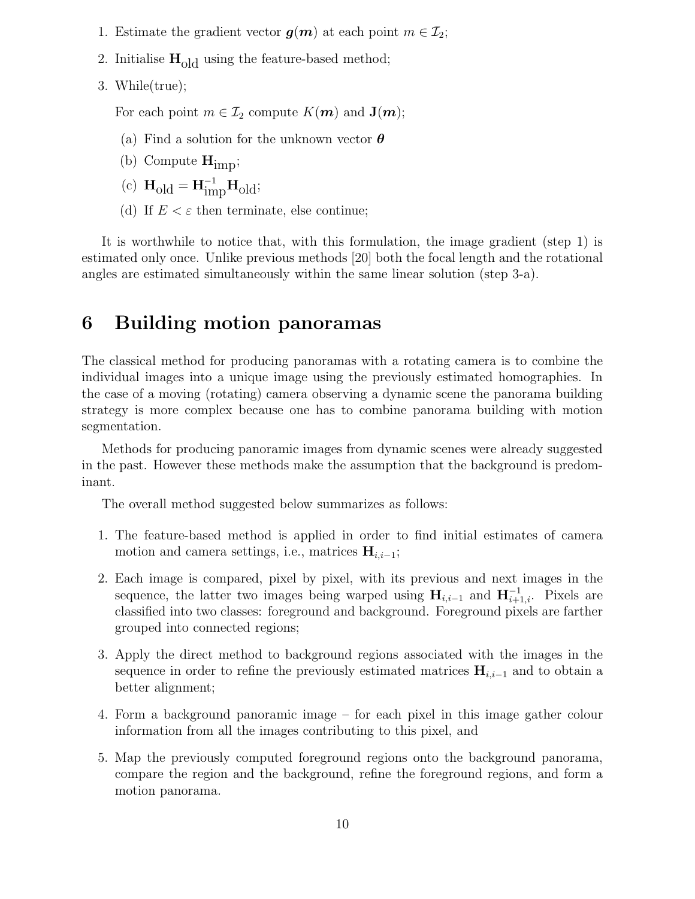1. Estimate the gradient vector $\boldsymbol{g}(\boldsymbol{m})$ at each point $m \in \mathcal{I}_2$;
2. Initialise $\mathbf{H}_{\text{old}}$ using the feature-based method;
3. While(true);

   For each point $m \in \mathcal{I}_2$ compute $K(\boldsymbol{m})$ and $\mathbf{J}(\boldsymbol{m})$;

   (a) Find a solution for the unknown vector $\boldsymbol{\theta}$

   (b) Compute $\mathbf{H}_{\text{imp}}$;

   (c) $\mathbf{H}_{\text{old}} = \mathbf{H}_{\text{imp}}^{-1}\mathbf{H}_{\text{old}}$;

   (d) If $E < \varepsilon$ then terminate, else continue;

It is worthwhile to notice that, with this formulation, the image gradient (step 1) is estimated only once. Unlike previous methods [20] both the focal length and the rotational angles are estimated simultaneously within the same linear solution (step 3-a).

# 6 Building motion panoramas

The classical method for producing panoramas with a rotating camera is to combine the individual images into a unique image using the previously estimated homographies. In the case of a moving (rotating) camera observing a dynamic scene the panorama building strategy is more complex because one has to combine panorama building with motion segmentation.

Methods for producing panoramic images from dynamic scenes were already suggested in the past. However these methods make the assumption that the background is predominant.

The overall method suggested below summarizes as follows:

1. The feature-based method is applied in order to find initial estimates of camera motion and camera settings, i.e., matrices $\mathbf{H}_{i,i-1}$;
2. Each image is compared, pixel by pixel, with its previous and next images in the sequence, the latter two images being warped using $\mathbf{H}_{i,i-1}$ and $\mathbf{H}_{i+1,i}^{-1}$. Pixels are classified into two classes: foreground and background. Foreground pixels are farther grouped into connected regions;
3. Apply the direct method to background regions associated with the images in the sequence in order to refine the previously estimated matrices $\mathbf{H}_{i,i-1}$ and to obtain a better alignment;
4. Form a background panoramic image – for each pixel in this image gather colour information from all the images contributing to this pixel, and
5. Map the previously computed foreground regions onto the background panorama, compare the region and the background, refine the foreground regions, and form a motion panorama.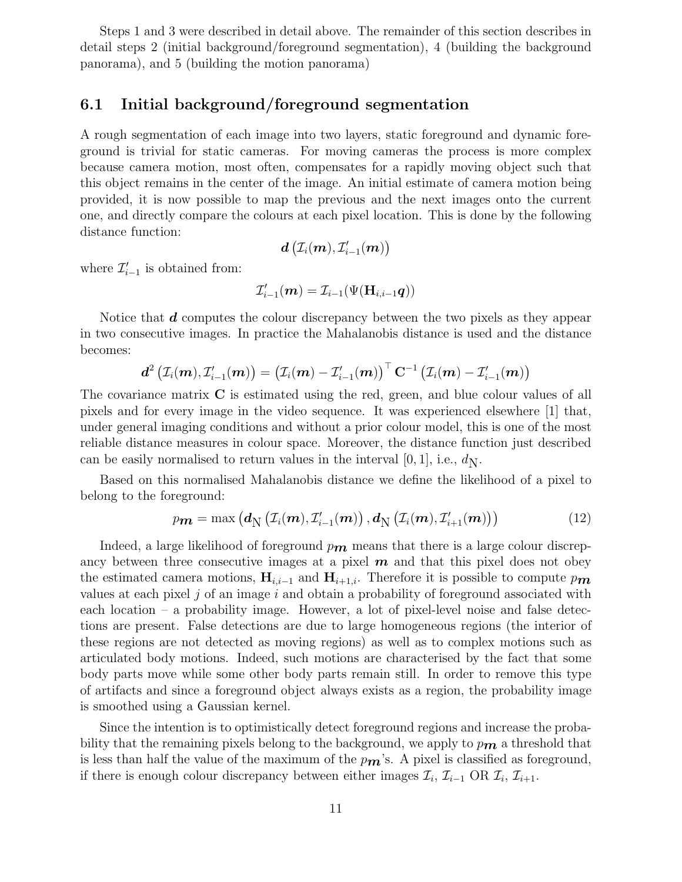Steps 1 and 3 were described in detail above. The remainder of this section describes in detail steps 2 (initial background/foreground segmentation), 4 (building the background panorama), and 5 (building the motion panorama)

## 6.1 Initial background/foreground segmentation

A rough segmentation of each image into two layers, static foreground and dynamic foreground is trivial for static cameras. For moving cameras the process is more complex because camera motion, most often, compensates for a rapidly moving object such that this object remains in the center of the image. An initial estimate of camera motion being provided, it is now possible to map the previous and the next images onto the current one, and directly compare the colours at each pixel location. This is done by the following distance function:

$$\boldsymbol{d}\left(\mathcal{I}_i(\boldsymbol{m}), \mathcal{I}'_{i-1}(\boldsymbol{m})\right)$$

where $\mathcal{I}'_{i-1}$ is obtained from:

$$\mathcal{I}'_{i-1}(\boldsymbol{m}) = \mathcal{I}_{i-1}(\Psi(\mathbf{H}_{i,i-1}\boldsymbol{q}))$$

Notice that $\boldsymbol{d}$ computes the colour discrepancy between the two pixels as they appear in two consecutive images. In practice the Mahalanobis distance is used and the distance becomes:

$$\boldsymbol{d}^2\left(\mathcal{I}_i(\boldsymbol{m}), \mathcal{I}'_{i-1}(\boldsymbol{m})\right) = \left(\mathcal{I}_i(\boldsymbol{m}) - \mathcal{I}'_{i-1}(\boldsymbol{m})\right)^\top \mathbf{C}^{-1}\left(\mathcal{I}_i(\boldsymbol{m}) - \mathcal{I}'_{i-1}(\boldsymbol{m})\right)$$

The covariance matrix $\mathbf{C}$ is estimated using the red, green, and blue colour values of all pixels and for every image in the video sequence. It was experienced elsewhere [1] that, under general imaging conditions and without a prior colour model, this is one of the most reliable distance measures in colour space. Moreover, the distance function just described can be easily normalised to return values in the interval $[0, 1]$, i.e., $d_{\mathrm{N}}$.

Based on this normalised Mahalanobis distance we define the likelihood of a pixel to belong to the foreground:

$$p_{\boldsymbol{m}} = \max\left(\boldsymbol{d}_{\mathrm{N}}\left(\mathcal{I}_i(\boldsymbol{m}), \mathcal{I}'_{i-1}(\boldsymbol{m})\right), \boldsymbol{d}_{\mathrm{N}}\left(\mathcal{I}_i(\boldsymbol{m}), \mathcal{I}'_{i+1}(\boldsymbol{m})\right)\right) \tag{12}$$

Indeed, a large likelihood of foreground $p_{\boldsymbol{m}}$ means that there is a large colour discrepancy between three consecutive images at a pixel $\boldsymbol{m}$ and that this pixel does not obey the estimated camera motions, $\mathbf{H}_{i,i-1}$ and $\mathbf{H}_{i+1,i}$. Therefore it is possible to compute $p_{\boldsymbol{m}}$ values at each pixel $j$ of an image $i$ and obtain a probability of foreground associated with each location – a probability image. However, a lot of pixel-level noise and false detections are present. False detections are due to large homogeneous regions (the interior of these regions are not detected as moving regions) as well as to complex motions such as articulated body motions. Indeed, such motions are characterised by the fact that some body parts move while some other body parts remain still. In order to remove this type of artifacts and since a foreground object always exists as a region, the probability image is smoothed using a Gaussian kernel.

Since the intention is to optimistically detect foreground regions and increase the probability that the remaining pixels belong to the background, we apply to $p_{\boldsymbol{m}}$ a threshold that is less than half the value of the maximum of the $p_{\boldsymbol{m}}$'s. A pixel is classified as foreground, if there is enough colour discrepancy between either images $\mathcal{I}_i$, $\mathcal{I}_{i-1}$ OR $\mathcal{I}_i$, $\mathcal{I}_{i+1}$.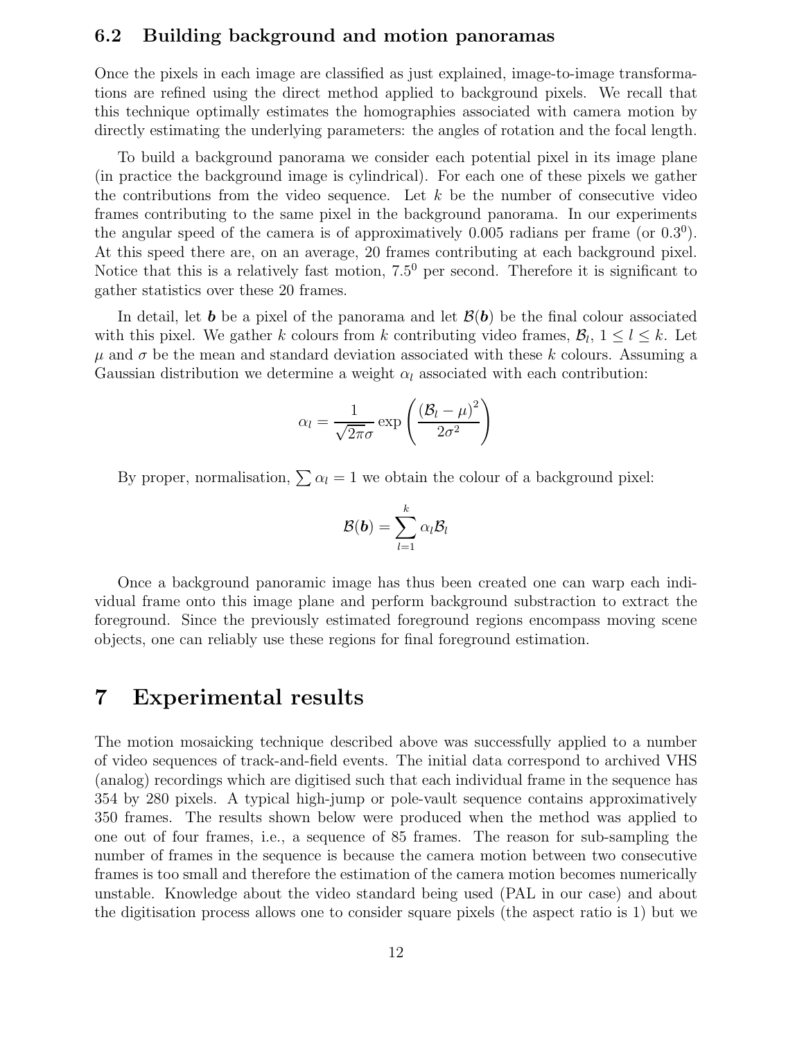### 6.2 Building background and motion panoramas

Once the pixels in each image are classified as just explained, image-to-image transformations are refined using the direct method applied to background pixels. We recall that this technique optimally estimates the homographies associated with camera motion by directly estimating the underlying parameters: the angles of rotation and the focal length.

To build a background panorama we consider each potential pixel in its image plane (in practice the background image is cylindrical). For each one of these pixels we gather the contributions from the video sequence. Let $k$ be the number of consecutive video frames contributing to the same pixel in the background panorama. In our experiments the angular speed of the camera is of approximatively 0.005 radians per frame (or $0.3^0$). At this speed there are, on an average, 20 frames contributing at each background pixel. Notice that this is a relatively fast motion, $7.5^0$ per second. Therefore it is significant to gather statistics over these 20 frames.

In detail, let $\boldsymbol{b}$ be a pixel of the panorama and let $\mathcal{B}(\boldsymbol{b})$ be the final colour associated with this pixel. We gather $k$ colours from $k$ contributing video frames, $\mathcal{B}_l$, $1 \leq l \leq k$. Let $\mu$ and $\sigma$ be the mean and standard deviation associated with these $k$ colours. Assuming a Gaussian distribution we determine a weight $\alpha_l$ associated with each contribution:

$$\alpha_l = \frac{1}{\sqrt{2\pi}\sigma} \exp\left(\frac{(\mathcal{B}_l - \mu)^2}{2\sigma^2}\right)$$

By proper, normalisation, $\sum \alpha_l = 1$ we obtain the colour of a background pixel:

$$\mathcal{B}(\boldsymbol{b}) = \sum_{l=1}^{k} \alpha_l \mathcal{B}_l$$

Once a background panoramic image has thus been created one can warp each individual frame onto this image plane and perform background substraction to extract the foreground. Since the previously estimated foreground regions encompass moving scene objects, one can reliably use these regions for final foreground estimation.

# 7 Experimental results

The motion mosaicking technique described above was successfully applied to a number of video sequences of track-and-field events. The initial data correspond to archived VHS (analog) recordings which are digitised such that each individual frame in the sequence has 354 by 280 pixels. A typical high-jump or pole-vault sequence contains approximatively 350 frames. The results shown below were produced when the method was applied to one out of four frames, i.e., a sequence of 85 frames. The reason for sub-sampling the number of frames in the sequence is because the camera motion between two consecutive frames is too small and therefore the estimation of the camera motion becomes numerically unstable. Knowledge about the video standard being used (PAL in our case) and about the digitisation process allows one to consider square pixels (the aspect ratio is 1) but we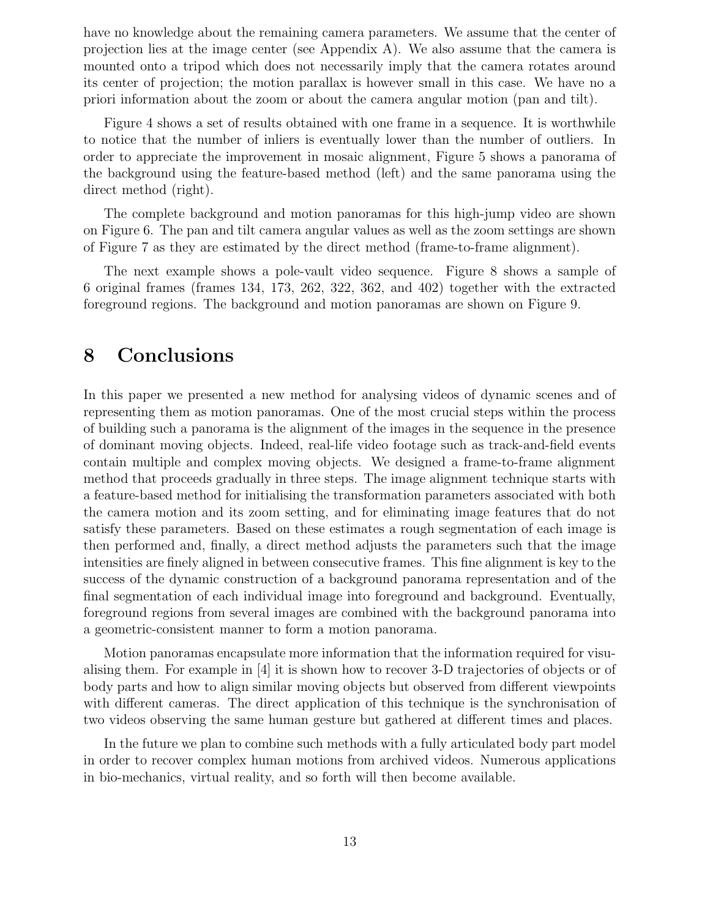have no knowledge about the remaining camera parameters. We assume that the center of projection lies at the image center (see Appendix A). We also assume that the camera is mounted onto a tripod which does not necessarily imply that the camera rotates around its center of projection; the motion parallax is however small in this case. We have no a priori information about the zoom or about the camera angular motion (pan and tilt).

Figure 4 shows a set of results obtained with one frame in a sequence. It is worthwhile to notice that the number of inliers is eventually lower than the number of outliers. In order to appreciate the improvement in mosaic alignment, Figure 5 shows a panorama of the background using the feature-based method (left) and the same panorama using the direct method (right).

The complete background and motion panoramas for this high-jump video are shown on Figure 6. The pan and tilt camera angular values as well as the zoom settings are shown of Figure 7 as they are estimated by the direct method (frame-to-frame alignment).

The next example shows a pole-vault video sequence. Figure 8 shows a sample of 6 original frames (frames 134, 173, 262, 322, 362, and 402) together with the extracted foreground regions. The background and motion panoramas are shown on Figure 9.

# 8 Conclusions

In this paper we presented a new method for analysing videos of dynamic scenes and of representing them as motion panoramas. One of the most crucial steps within the process of building such a panorama is the alignment of the images in the sequence in the presence of dominant moving objects. Indeed, real-life video footage such as track-and-field events contain multiple and complex moving objects. We designed a frame-to-frame alignment method that proceeds gradually in three steps. The image alignment technique starts with a feature-based method for initialising the transformation parameters associated with both the camera motion and its zoom setting, and for eliminating image features that do not satisfy these parameters. Based on these estimates a rough segmentation of each image is then performed and, finally, a direct method adjusts the parameters such that the image intensities are finely aligned in between consecutive frames. This fine alignment is key to the success of the dynamic construction of a background panorama representation and of the final segmentation of each individual image into foreground and background. Eventually, foreground regions from several images are combined with the background panorama into a geometric-consistent manner to form a motion panorama.

Motion panoramas encapsulate more information that the information required for visualising them. For example in [4] it is shown how to recover 3-D trajectories of objects or of body parts and how to align similar moving objects but observed from different viewpoints with different cameras. The direct application of this technique is the synchronisation of two videos observing the same human gesture but gathered at different times and places.

In the future we plan to combine such methods with a fully articulated body part model in order to recover complex human motions from archived videos. Numerous applications in bio-mechanics, virtual reality, and so forth will then become available.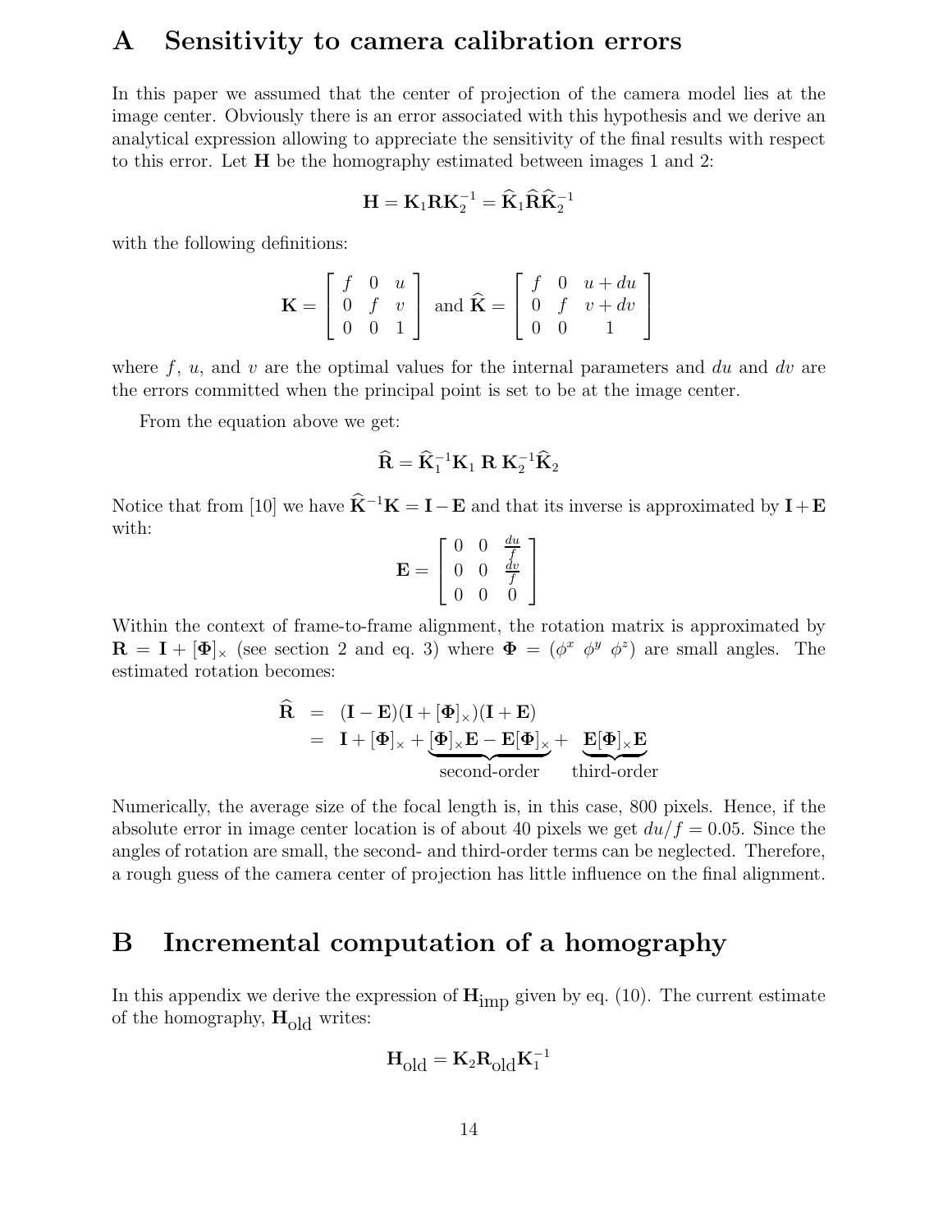# A Sensitivity to camera calibration errors

In this paper we assumed that the center of projection of the camera model lies at the image center. Obviously there is an error associated with this hypothesis and we derive an analytical expression allowing to appreciate the sensitivity of the final results with respect to this error. Let $\mathbf{H}$ be the homography estimated between images 1 and 2:

$$\mathbf{H} = \mathbf{K}_1 \mathbf{R} \mathbf{K}_2^{-1} = \widehat{\mathbf{K}}_1 \widehat{\mathbf{R}} \widehat{\mathbf{K}}_2^{-1}$$

with the following definitions:

$$\mathbf{K} = \begin{bmatrix} f & 0 & u \\ 0 & f & v \\ 0 & 0 & 1 \end{bmatrix} \text{ and } \widehat{\mathbf{K}} = \begin{bmatrix} f & 0 & u + du \\ 0 & f & v + dv \\ 0 & 0 & 1 \end{bmatrix}$$

where $f$, $u$, and $v$ are the optimal values for the internal parameters and $du$ and $dv$ are the errors committed when the principal point is set to be at the image center.

From the equation above we get:

$$\widehat{\mathbf{R}} = \widehat{\mathbf{K}}_1^{-1} \mathbf{K}_1 \ \mathbf{R} \ \mathbf{K}_2^{-1} \widehat{\mathbf{K}}_2$$

Notice that from [10] we have $\widehat{\mathbf{K}}^{-1}\mathbf{K} = \mathbf{I} - \mathbf{E}$ and that its inverse is approximated by $\mathbf{I} + \mathbf{E}$ with:

$$\mathbf{E} = \begin{bmatrix} 0 & 0 & \frac{du}{f} \\ 0 & 0 & \frac{dv}{f} \\ 0 & 0 & 0 \end{bmatrix}$$

Within the context of frame-to-frame alignment, the rotation matrix is approximated by $\mathbf{R} = \mathbf{I} + [\mathbf{\Phi}]_\times$ (see section 2 and eq. 3) where $\mathbf{\Phi} = (\phi^x \ \phi^y \ \phi^z)$ are small angles. The estimated rotation becomes:

$$\begin{aligned} \widehat{\mathbf{R}} &= (\mathbf{I} - \mathbf{E})(\mathbf{I} + [\mathbf{\Phi}]_\times)(\mathbf{I} + \mathbf{E}) \\ &= \mathbf{I} + [\mathbf{\Phi}]_\times + \underbrace{[\mathbf{\Phi}]_\times \mathbf{E} - \mathbf{E}[\mathbf{\Phi}]_\times}_{\text{second-order}} + \underbrace{\mathbf{E}[\mathbf{\Phi}]_\times \mathbf{E}}_{\text{third-order}} \end{aligned}$$

Numerically, the average size of the focal length is, in this case, 800 pixels. Hence, if the absolute error in image center location is of about 40 pixels we get $du/f = 0.05$. Since the angles of rotation are small, the second- and third-order terms can be neglected. Therefore, a rough guess of the camera center of projection has little influence on the final alignment.

# B Incremental computation of a homography

In this appendix we derive the expression of $\mathbf{H}_{\text{imp}}$ given by eq. (10). The current estimate of the homography, $\mathbf{H}_{\text{old}}$ writes:

$$\mathbf{H}_{\text{old}} = \mathbf{K}_2 \mathbf{R}_{\text{old}} \mathbf{K}_1^{-1}$$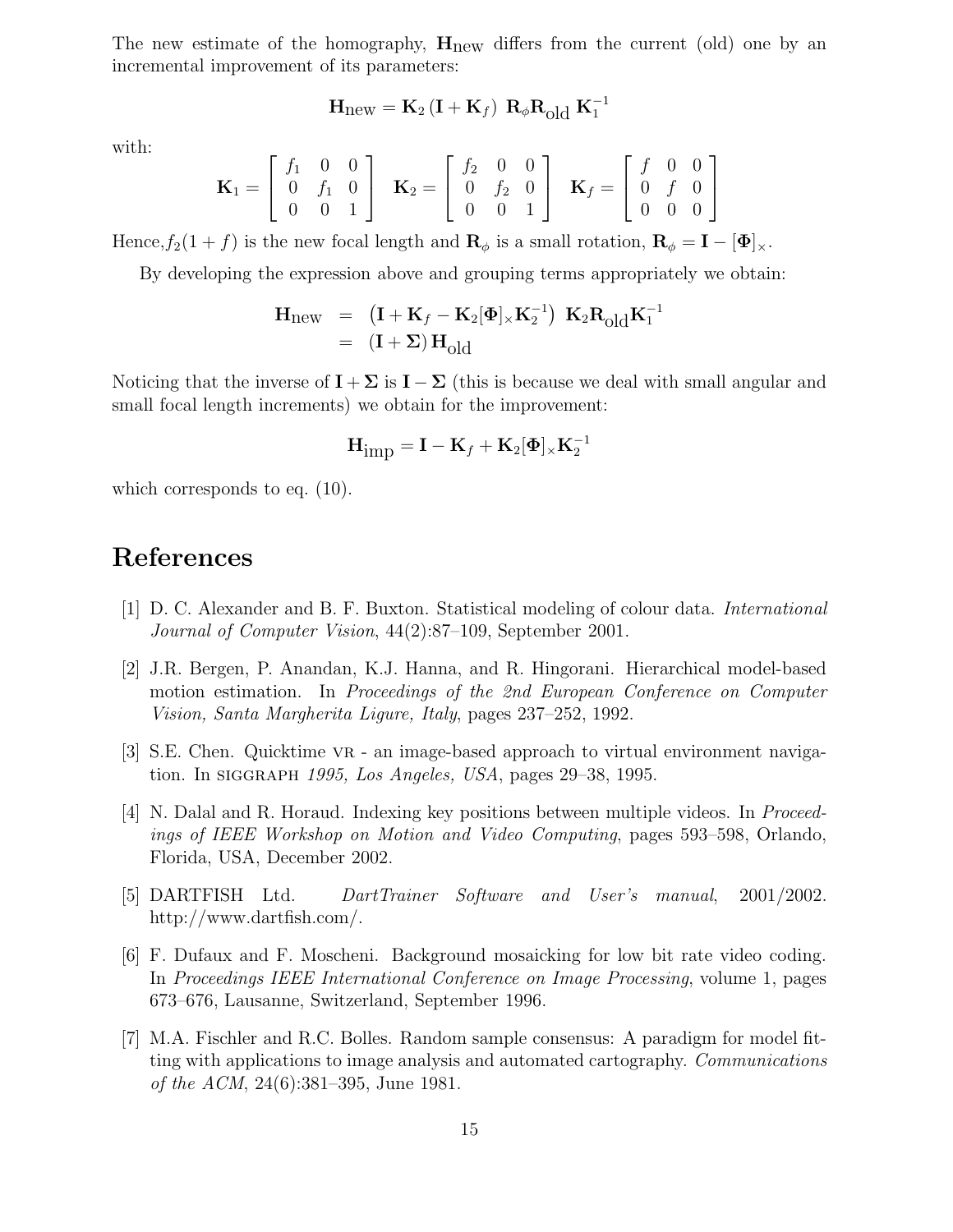The new estimate of the homography, $\mathbf{H}_{\text{new}}$ differs from the current (old) one by an incremental improvement of its parameters:

$$\mathbf{H}_{\text{new}} = \mathbf{K}_2 \left(\mathbf{I} + \mathbf{K}_f\right) \, \mathbf{R}_\phi \mathbf{R}_{\text{old}} \, \mathbf{K}_1^{-1}$$

with:

$$\mathbf{K}_1 = \begin{bmatrix} f_1 & 0 & 0 \\ 0 & f_1 & 0 \\ 0 & 0 & 1 \end{bmatrix} \quad \mathbf{K}_2 = \begin{bmatrix} f_2 & 0 & 0 \\ 0 & f_2 & 0 \\ 0 & 0 & 1 \end{bmatrix} \quad \mathbf{K}_f = \begin{bmatrix} f & 0 & 0 \\ 0 & f & 0 \\ 0 & 0 & 0 \end{bmatrix}$$

Hence, $f_2(1+f)$ is the new focal length and $\mathbf{R}_\phi$ is a small rotation, $\mathbf{R}_\phi = \mathbf{I} - [\mathbf{\Phi}]_\times$.

By developing the expression above and grouping terms appropriately we obtain:

$$\begin{aligned} \mathbf{H}_{\text{new}} &= \left(\mathbf{I} + \mathbf{K}_f - \mathbf{K}_2[\mathbf{\Phi}]_\times \mathbf{K}_2^{-1}\right) \, \mathbf{K}_2 \mathbf{R}_{\text{old}} \mathbf{K}_1^{-1} \\ &= \left(\mathbf{I} + \mathbf{\Sigma}\right) \mathbf{H}_{\text{old}} \end{aligned}$$

Noticing that the inverse of $\mathbf{I} + \mathbf{\Sigma}$ is $\mathbf{I} - \mathbf{\Sigma}$ (this is because we deal with small angular and small focal length increments) we obtain for the improvement:

$$\mathbf{H}_{\text{imp}} = \mathbf{I} - \mathbf{K}_f + \mathbf{K}_2[\mathbf{\Phi}]_\times \mathbf{K}_2^{-1}$$

which corresponds to eq. (10).

# References

[1] D. C. Alexander and B. F. Buxton. Statistical modeling of colour data. *International Journal of Computer Vision*, 44(2):87–109, September 2001.

[2] J.R. Bergen, P. Anandan, K.J. Hanna, and R. Hingorani. Hierarchical model-based motion estimation. In *Proceedings of the 2nd European Conference on Computer Vision, Santa Margherita Ligure, Italy*, pages 237–252, 1992.

[3] S.E. Chen. Quicktime VR - an image-based approach to virtual environment navigation. In SIGGRAPH *1995, Los Angeles, USA*, pages 29–38, 1995.

[4] N. Dalal and R. Horaud. Indexing key positions between multiple videos. In *Proceedings of IEEE Workshop on Motion and Video Computing*, pages 593–598, Orlando, Florida, USA, December 2002.

[5] DARTFISH Ltd. *DartTrainer Software and User's manual*, 2001/2002. http://www.dartfish.com/.

[6] F. Dufaux and F. Moscheni. Background mosaicking for low bit rate video coding. In *Proceedings IEEE International Conference on Image Processing*, volume 1, pages 673–676, Lausanne, Switzerland, September 1996.

[7] M.A. Fischler and R.C. Bolles. Random sample consensus: A paradigm for model fitting with applications to image analysis and automated cartography. *Communications of the ACM*, 24(6):381–395, June 1981.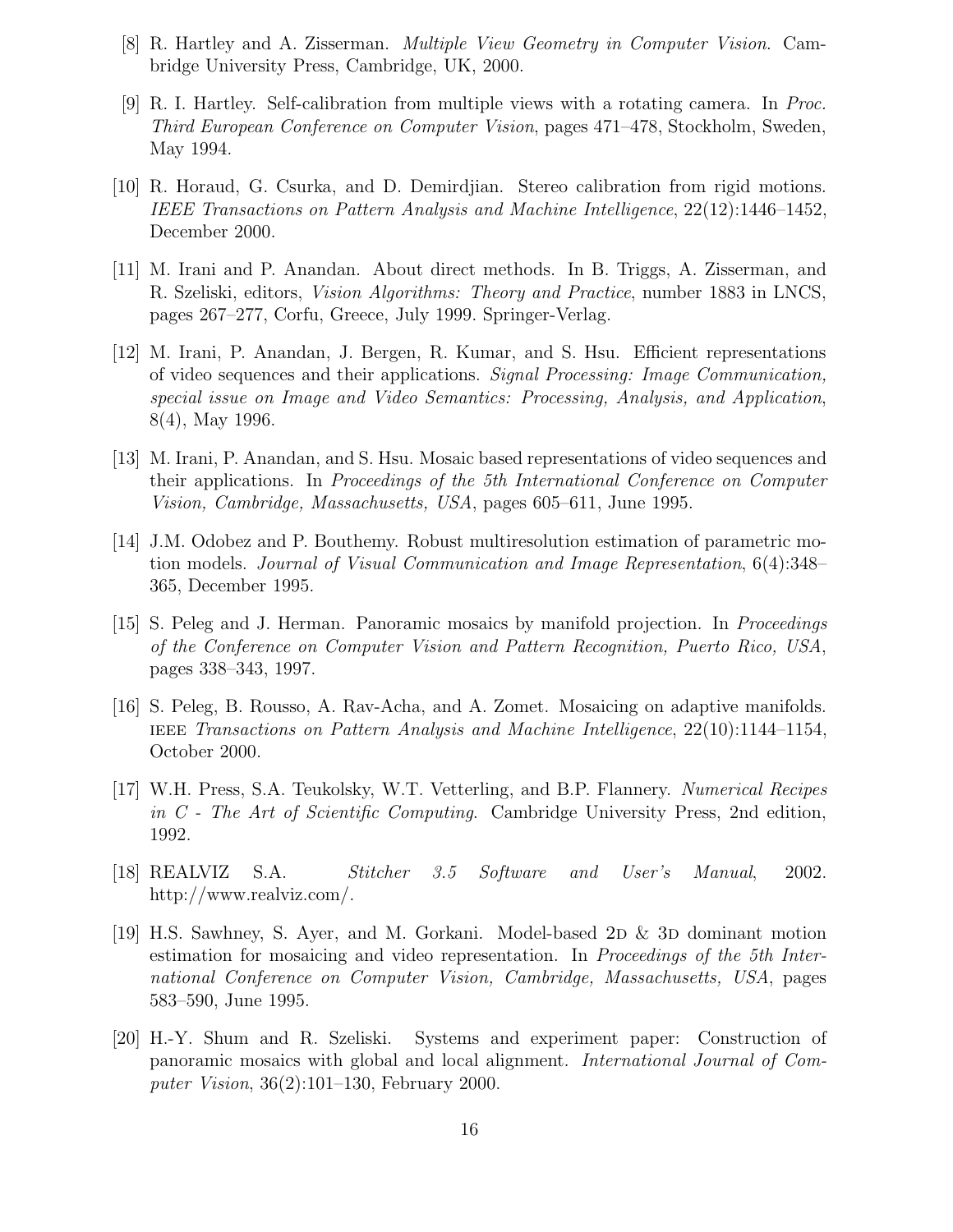[8] R. Hartley and A. Zisserman. *Multiple View Geometry in Computer Vision*. Cambridge University Press, Cambridge, UK, 2000.

[9] R. I. Hartley. Self-calibration from multiple views with a rotating camera. In *Proc. Third European Conference on Computer Vision*, pages 471–478, Stockholm, Sweden, May 1994.

[10] R. Horaud, G. Csurka, and D. Demirdjian. Stereo calibration from rigid motions. *IEEE Transactions on Pattern Analysis and Machine Intelligence*, 22(12):1446–1452, December 2000.

[11] M. Irani and P. Anandan. About direct methods. In B. Triggs, A. Zisserman, and R. Szeliski, editors, *Vision Algorithms: Theory and Practice*, number 1883 in LNCS, pages 267–277, Corfu, Greece, July 1999. Springer-Verlag.

[12] M. Irani, P. Anandan, J. Bergen, R. Kumar, and S. Hsu. Efficient representations of video sequences and their applications. *Signal Processing: Image Communication, special issue on Image and Video Semantics: Processing, Analysis, and Application*, 8(4), May 1996.

[13] M. Irani, P. Anandan, and S. Hsu. Mosaic based representations of video sequences and their applications. In *Proceedings of the 5th International Conference on Computer Vision, Cambridge, Massachusetts, USA*, pages 605–611, June 1995.

[14] J.M. Odobez and P. Bouthemy. Robust multiresolution estimation of parametric motion models. *Journal of Visual Communication and Image Representation*, 6(4):348–365, December 1995.

[15] S. Peleg and J. Herman. Panoramic mosaics by manifold projection. In *Proceedings of the Conference on Computer Vision and Pattern Recognition, Puerto Rico, USA*, pages 338–343, 1997.

[16] S. Peleg, B. Rousso, A. Rav-Acha, and A. Zomet. Mosaicing on adaptive manifolds. IEEE *Transactions on Pattern Analysis and Machine Intelligence*, 22(10):1144–1154, October 2000.

[17] W.H. Press, S.A. Teukolsky, W.T. Vetterling, and B.P. Flannery. *Numerical Recipes in C - The Art of Scientific Computing*. Cambridge University Press, 2nd edition, 1992.

[18] REALVIZ S.A. *Stitcher 3.5 Software and User's Manual*, 2002. http://www.realviz.com/.

[19] H.S. Sawhney, S. Ayer, and M. Gorkani. Model-based 2D & 3D dominant motion estimation for mosaicing and video representation. In *Proceedings of the 5th International Conference on Computer Vision, Cambridge, Massachusetts, USA*, pages 583–590, June 1995.

[20] H.-Y. Shum and R. Szeliski. Systems and experiment paper: Construction of panoramic mosaics with global and local alignment. *International Journal of Computer Vision*, 36(2):101–130, February 2000.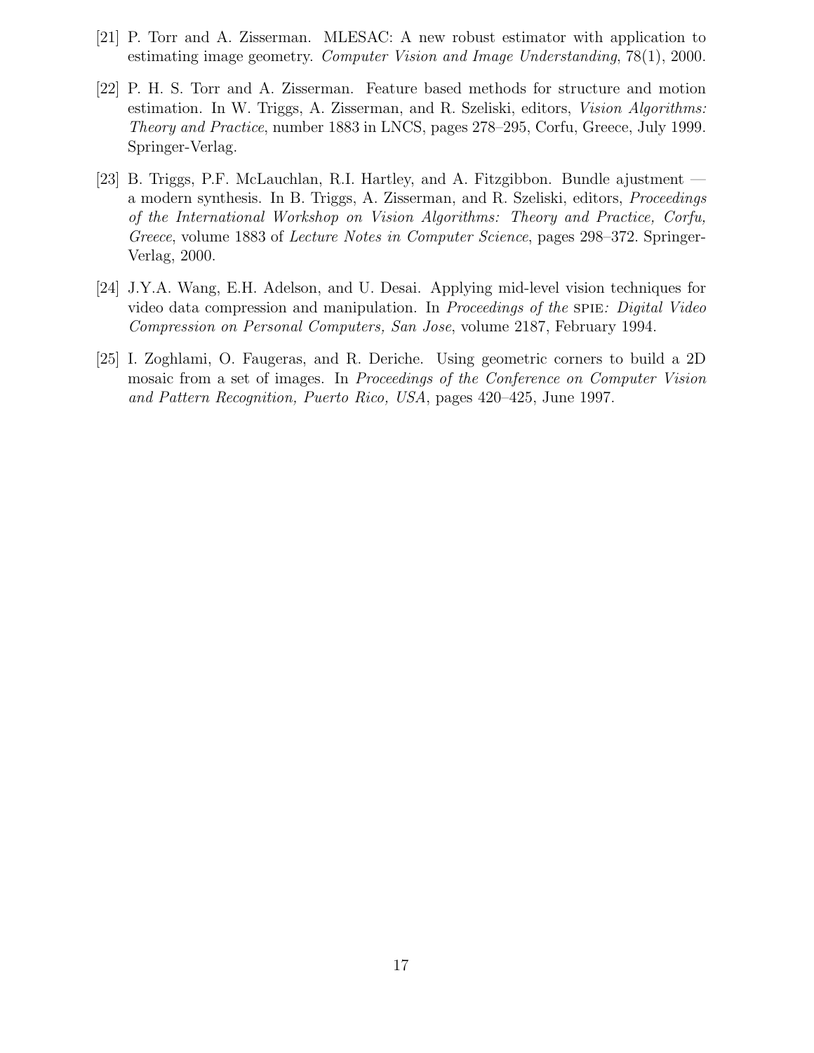[21] P. Torr and A. Zisserman. MLESAC: A new robust estimator with application to estimating image geometry. *Computer Vision and Image Understanding*, 78(1), 2000.

[22] P. H. S. Torr and A. Zisserman. Feature based methods for structure and motion estimation. In W. Triggs, A. Zisserman, and R. Szeliski, editors, *Vision Algorithms: Theory and Practice*, number 1883 in LNCS, pages 278–295, Corfu, Greece, July 1999. Springer-Verlag.

[23] B. Triggs, P.F. McLauchlan, R.I. Hartley, and A. Fitzgibbon. Bundle ajustment — a modern synthesis. In B. Triggs, A. Zisserman, and R. Szeliski, editors, *Proceedings of the International Workshop on Vision Algorithms: Theory and Practice, Corfu, Greece*, volume 1883 of *Lecture Notes in Computer Science*, pages 298–372. Springer-Verlag, 2000.

[24] J.Y.A. Wang, E.H. Adelson, and U. Desai. Applying mid-level vision techniques for video data compression and manipulation. In *Proceedings of the* SPIE*: Digital Video Compression on Personal Computers, San Jose*, volume 2187, February 1994.

[25] I. Zoghlami, O. Faugeras, and R. Deriche. Using geometric corners to build a 2D mosaic from a set of images. In *Proceedings of the Conference on Computer Vision and Pattern Recognition, Puerto Rico, USA*, pages 420–425, June 1997.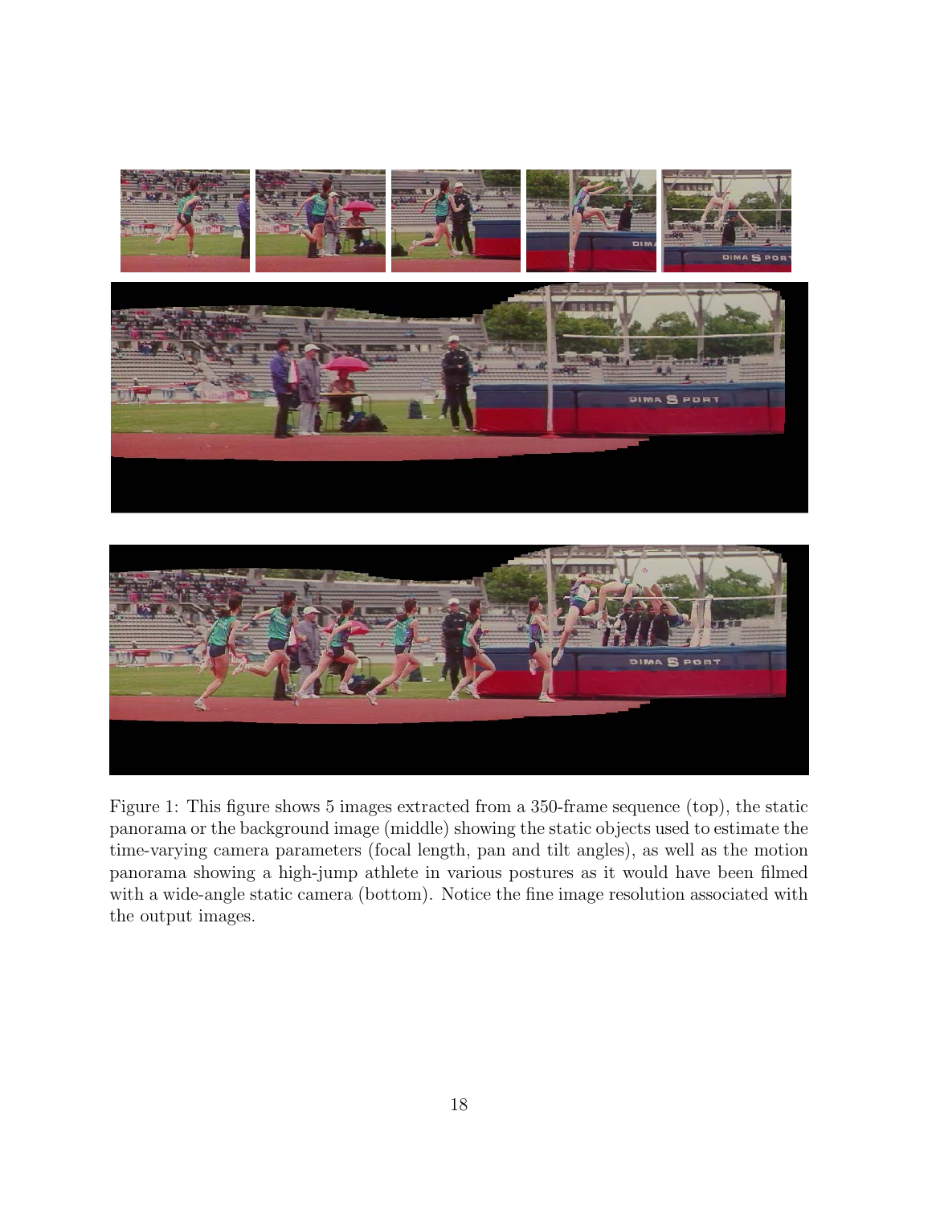Figure 1: This figure shows 5 images extracted from a 350-frame sequence (top), the static panorama or the background image (middle) showing the static objects used to estimate the time-varying camera parameters (focal length, pan and tilt angles), as well as the motion panorama showing a high-jump athlete in various postures as it would have been filmed with a wide-angle static camera (bottom). Notice the fine image resolution associated with the output images.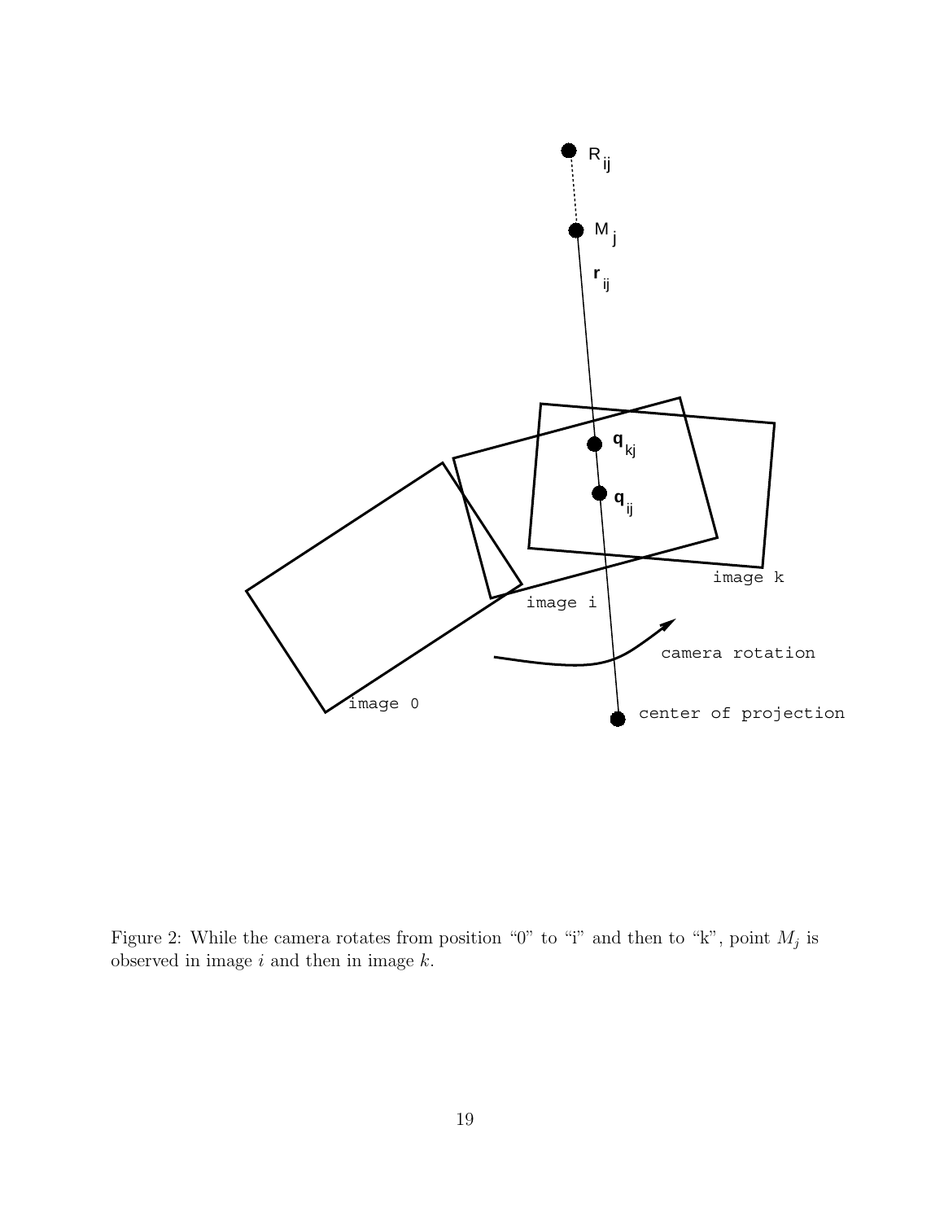Figure 2: While the camera rotates from position “0” to “i” and then to “k”, point $M_j$ is observed in image $i$ and then in image $k$.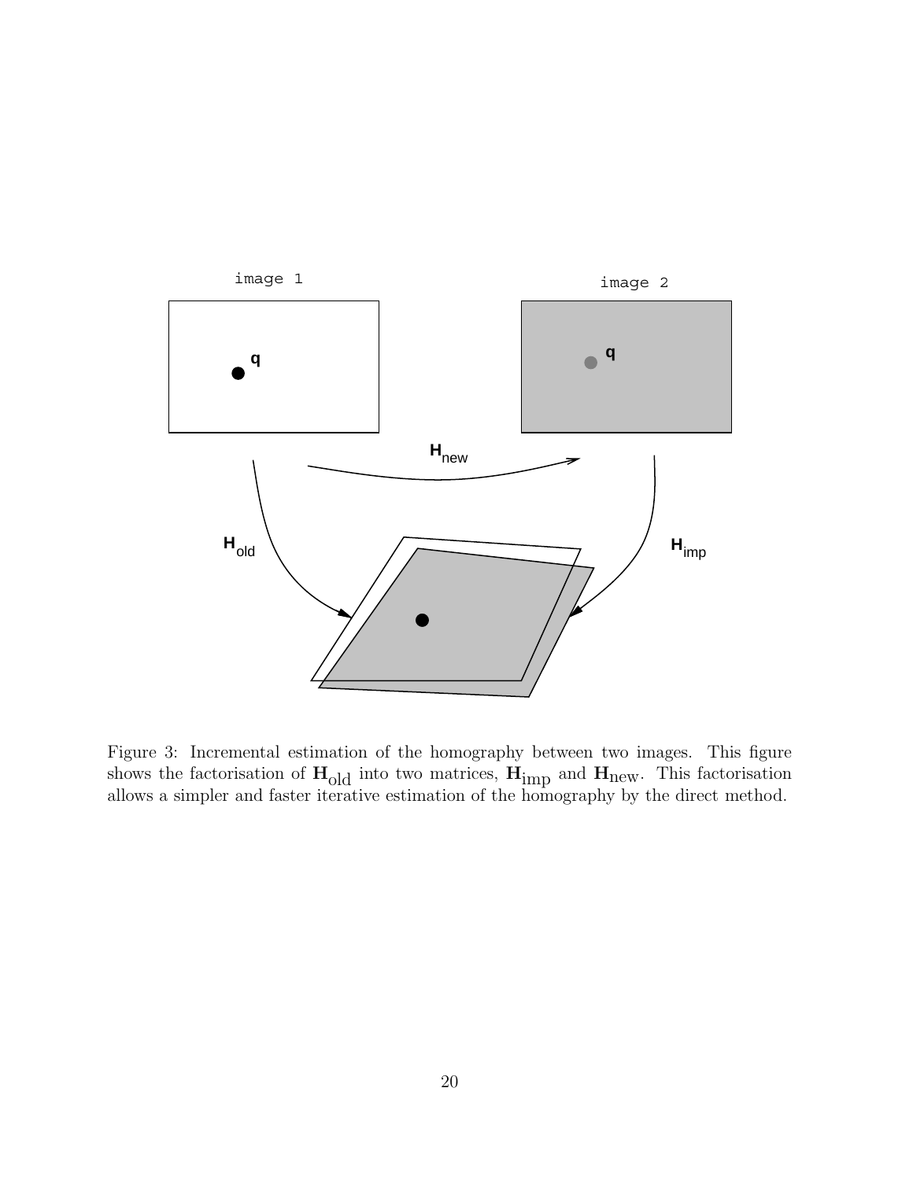Figure 3: Incremental estimation of the homography between two images. This figure shows the factorisation of $\mathbf{H}_{\text{old}}$ into two matrices, $\mathbf{H}_{\text{imp}}$ and $\mathbf{H}_{\text{new}}$. This factorisation allows a simpler and faster iterative estimation of the homography by the direct method.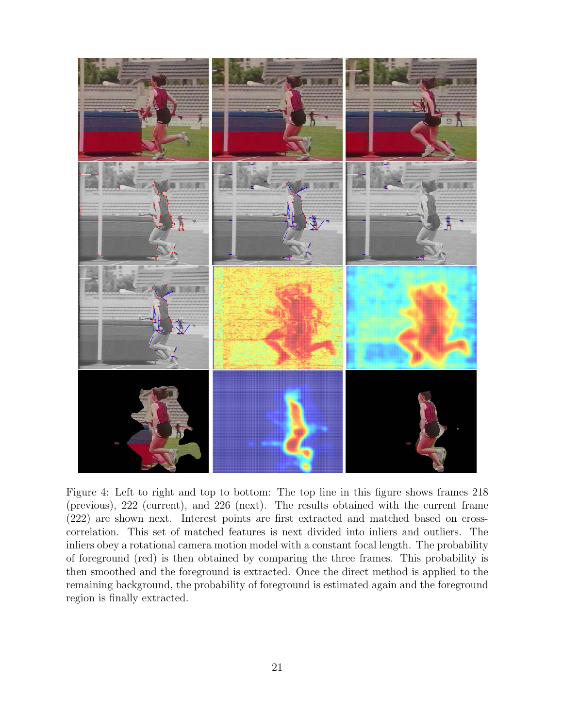Figure 4: Left to right and top to bottom: The top line in this figure shows frames 218 (previous), 222 (current), and 226 (next). The results obtained with the current frame (222) are shown next. Interest points are first extracted and matched based on cross-correlation. This set of matched features is next divided into inliers and outliers. The inliers obey a rotational camera motion model with a constant focal length. The probability of foreground (red) is then obtained by comparing the three frames. This probability is then smoothed and the foreground is extracted. Once the direct method is applied to the remaining background, the probability of foreground is estimated again and the foreground region is finally extracted.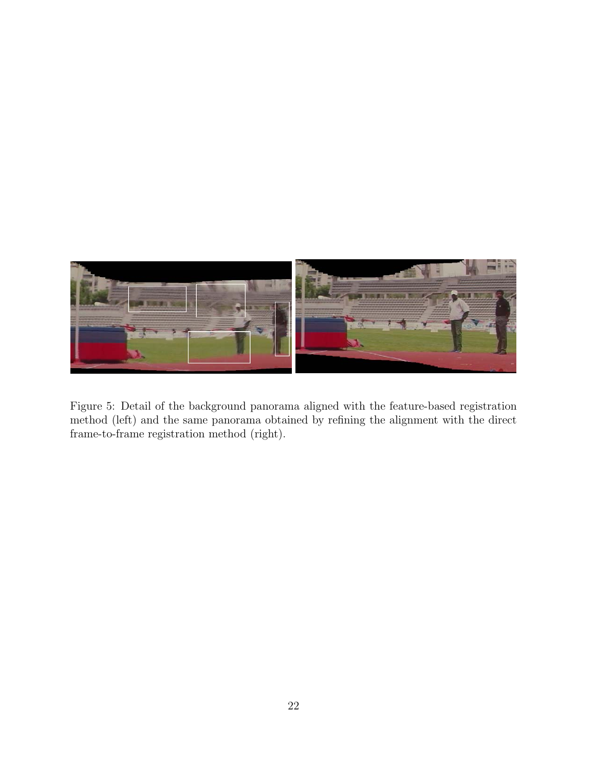Figure 5: Detail of the background panorama aligned with the feature-based registration method (left) and the same panorama obtained by refining the alignment with the direct frame-to-frame registration method (right).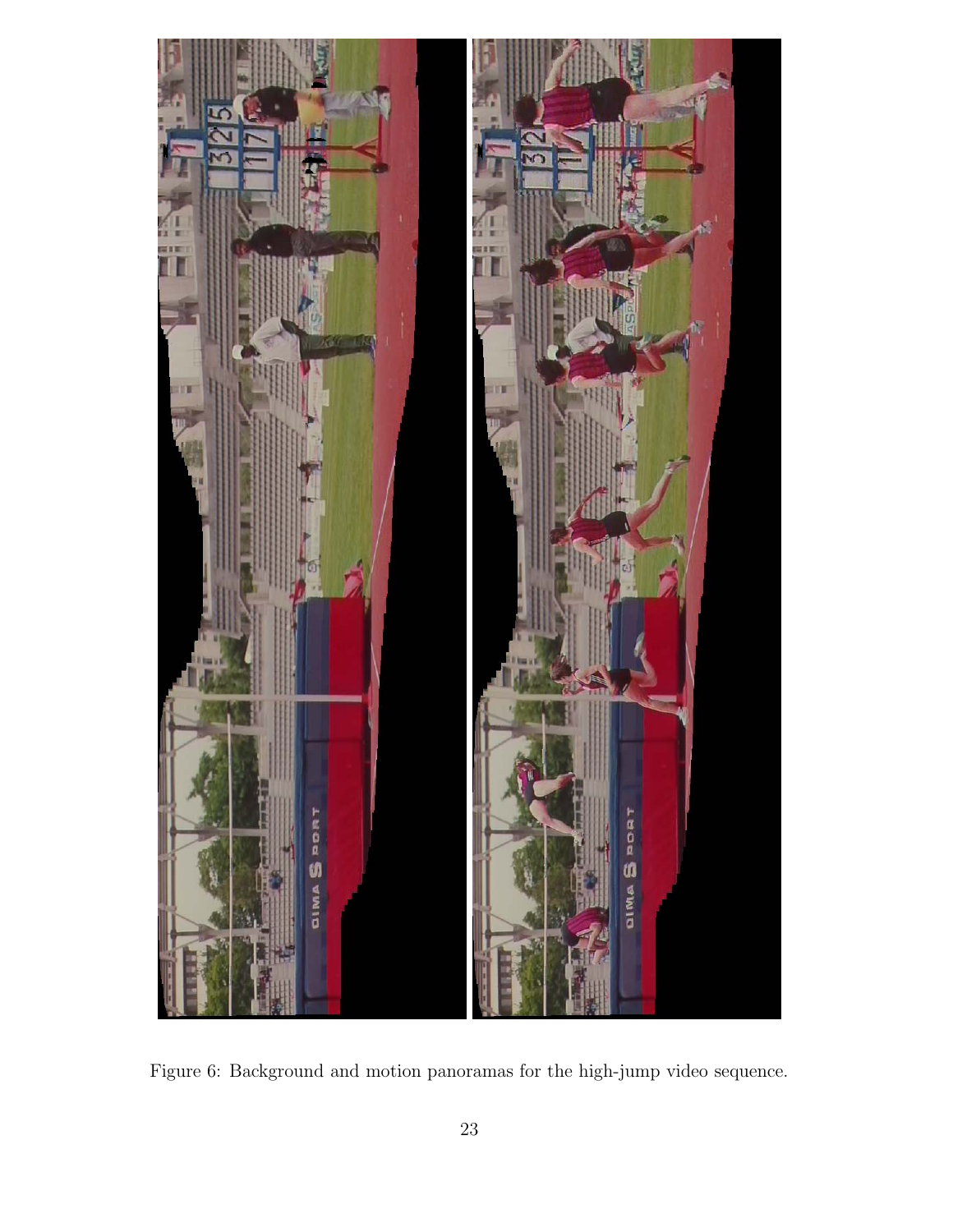Figure 6: Background and motion panoramas for the high-jump video sequence.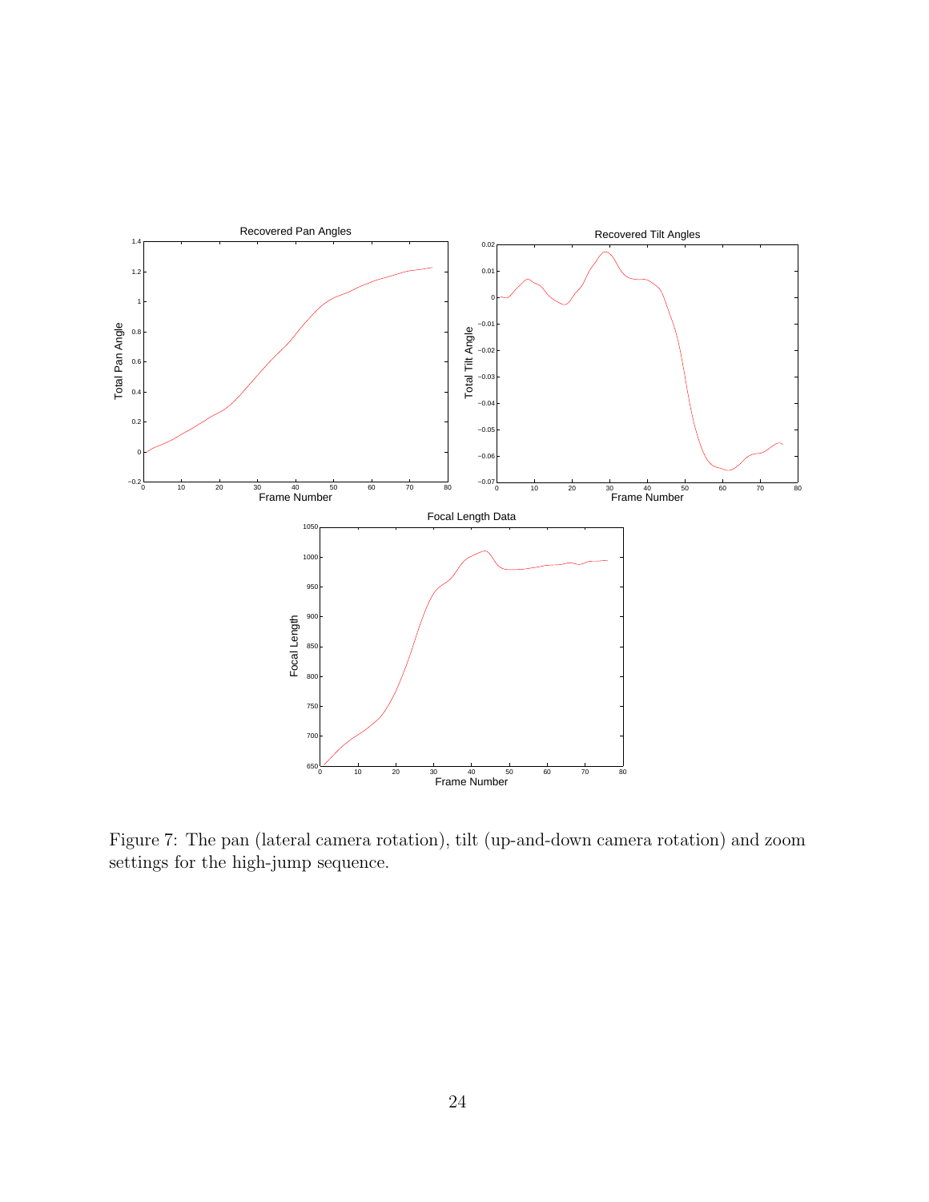Figure 7: The pan (lateral camera rotation), tilt (up-and-down camera rotation) and zoom settings for the high-jump sequence.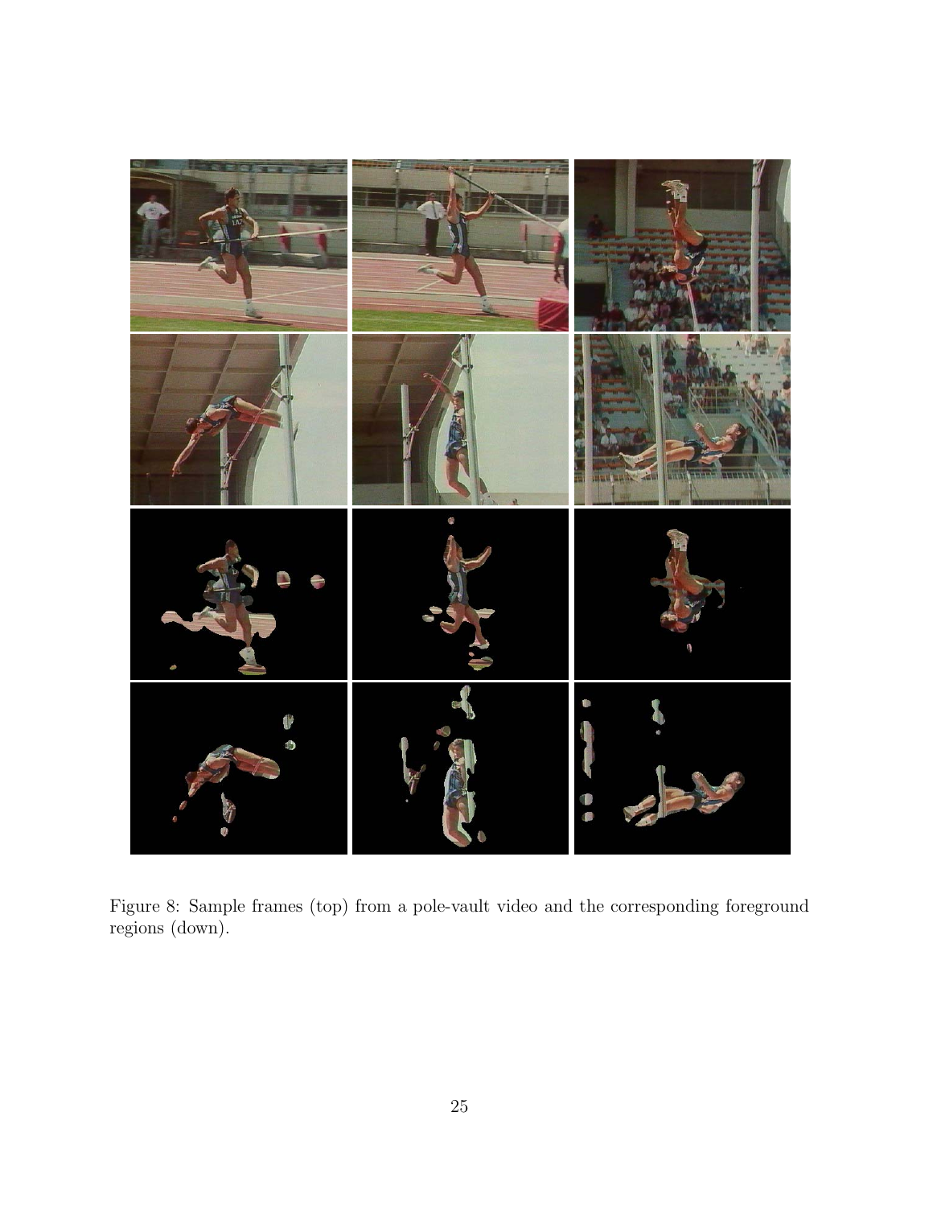Figure 8: Sample frames (top) from a pole-vault video and the corresponding foreground regions (down).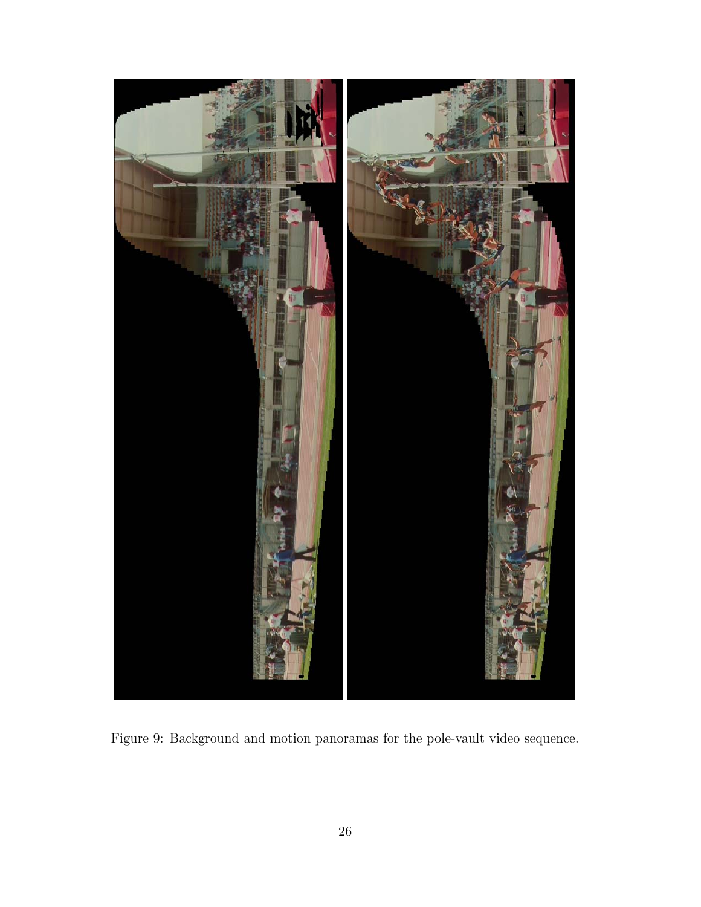Figure 9: Background and motion panoramas for the pole-vault video sequence.